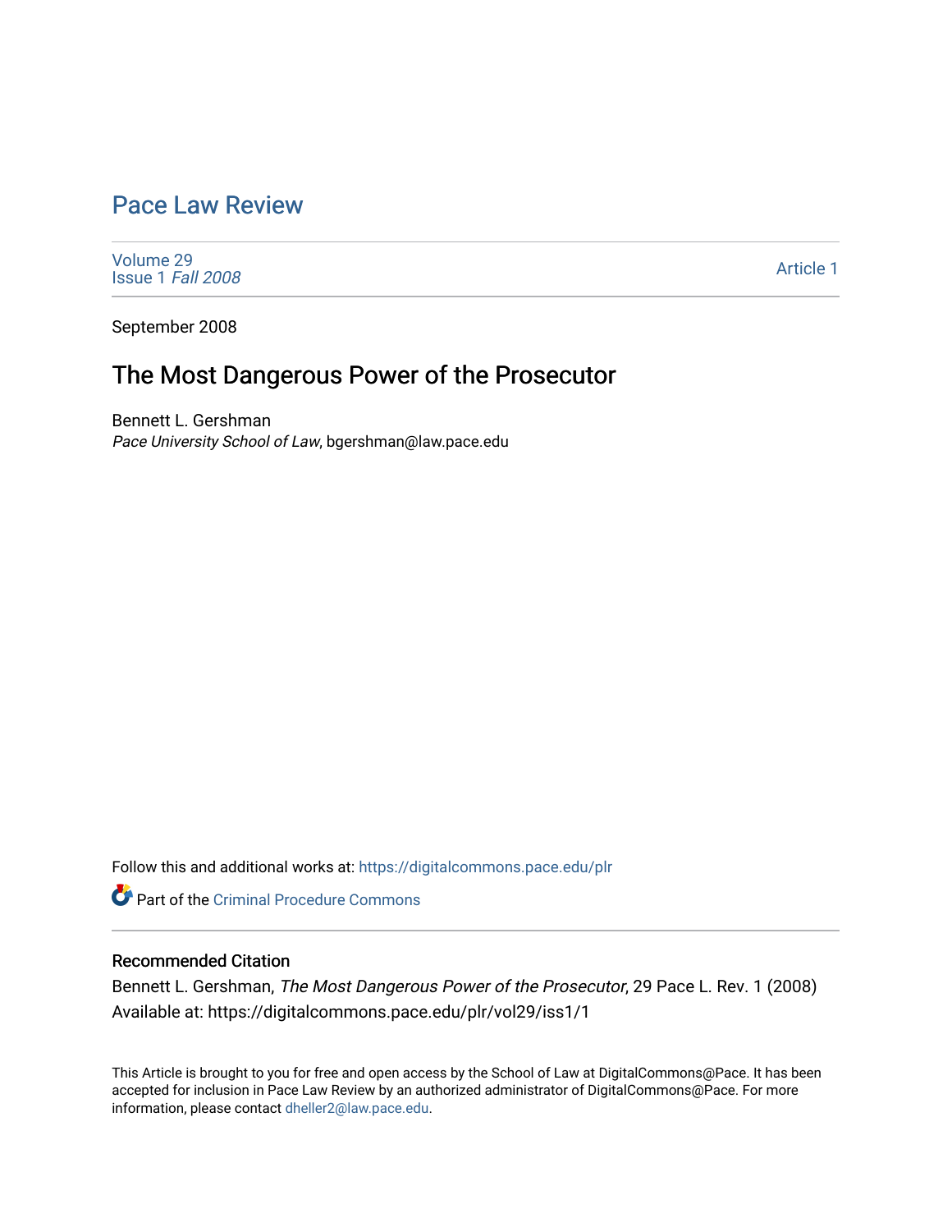# Pace Law Review

Volume 29
Issue 1 *Fall 2008*

Article 1

September 2008

## The Most Dangerous Power of the Prosecutor

Bennett L. Gershman
*Pace University School of Law*, bgershman@law.pace.edu

Follow this and additional works at: https://digitalcommons.pace.edu/plr

Part of the Criminal Procedure Commons

### Recommended Citation

Bennett L. Gershman, *The Most Dangerous Power of the Prosecutor*, 29 Pace L. Rev. 1 (2008)
Available at: https://digitalcommons.pace.edu/plr/vol29/iss1/1

This Article is brought to you for free and open access by the School of Law at DigitalCommons@Pace. It has been accepted for inclusion in Pace Law Review by an authorized administrator of DigitalCommons@Pace. For more information, please contact dheller2@law.pace.edu.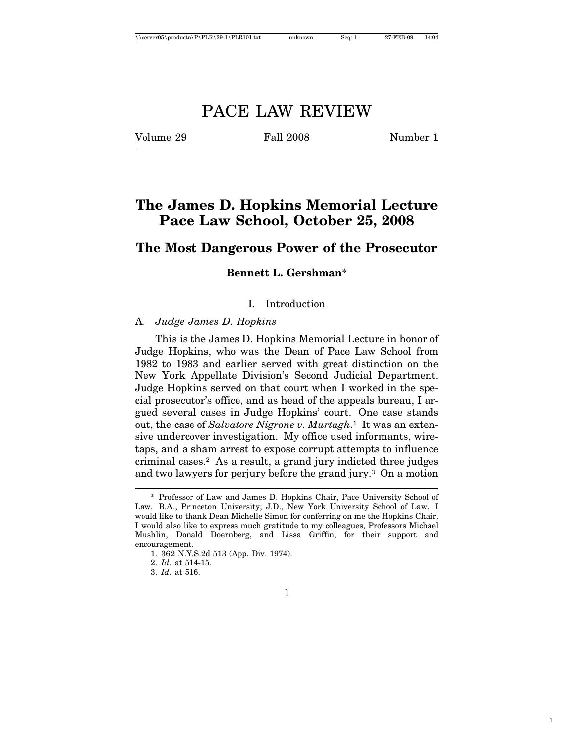# PACE LAW REVIEW

| Volume 29 | Fall 2008 | Number 1 |
|---|---|---|

## The James D. Hopkins Memorial Lecture Pace Law School, October 25, 2008

## The Most Dangerous Power of the Prosecutor

**Bennett L. Gershman***

### I. Introduction

#### A. *Judge James D. Hopkins*

This is the James D. Hopkins Memorial Lecture in honor of Judge Hopkins, who was the Dean of Pace Law School from 1982 to 1983 and earlier served with great distinction on the New York Appellate Division's Second Judicial Department. Judge Hopkins served on that court when I worked in the special prosecutor's office, and as head of the appeals bureau, I argued several cases in Judge Hopkins' court. One case stands out, the case of *Salvatore Nigrone v. Murtagh*.[1] It was an extensive undercover investigation. My office used informants, wiretaps, and a sham arrest to expose corrupt attempts to influence criminal cases.[2] As a result, a grand jury indicted three judges and two lawyers for perjury before the grand jury.[3] On a motion

---

\* Professor of Law and James D. Hopkins Chair, Pace University School of Law. B.A., Princeton University; J.D., New York University School of Law. I would like to thank Dean Michelle Simon for conferring on me the Hopkins Chair. I would also like to express much gratitude to my colleagues, Professors Michael Mushlin, Donald Doernberg, and Lissa Griffin, for their support and encouragement.

1. 362 N.Y.S.2d 513 (App. Div. 1974).

2. *Id.* at 514-15.

3. *Id.* at 516.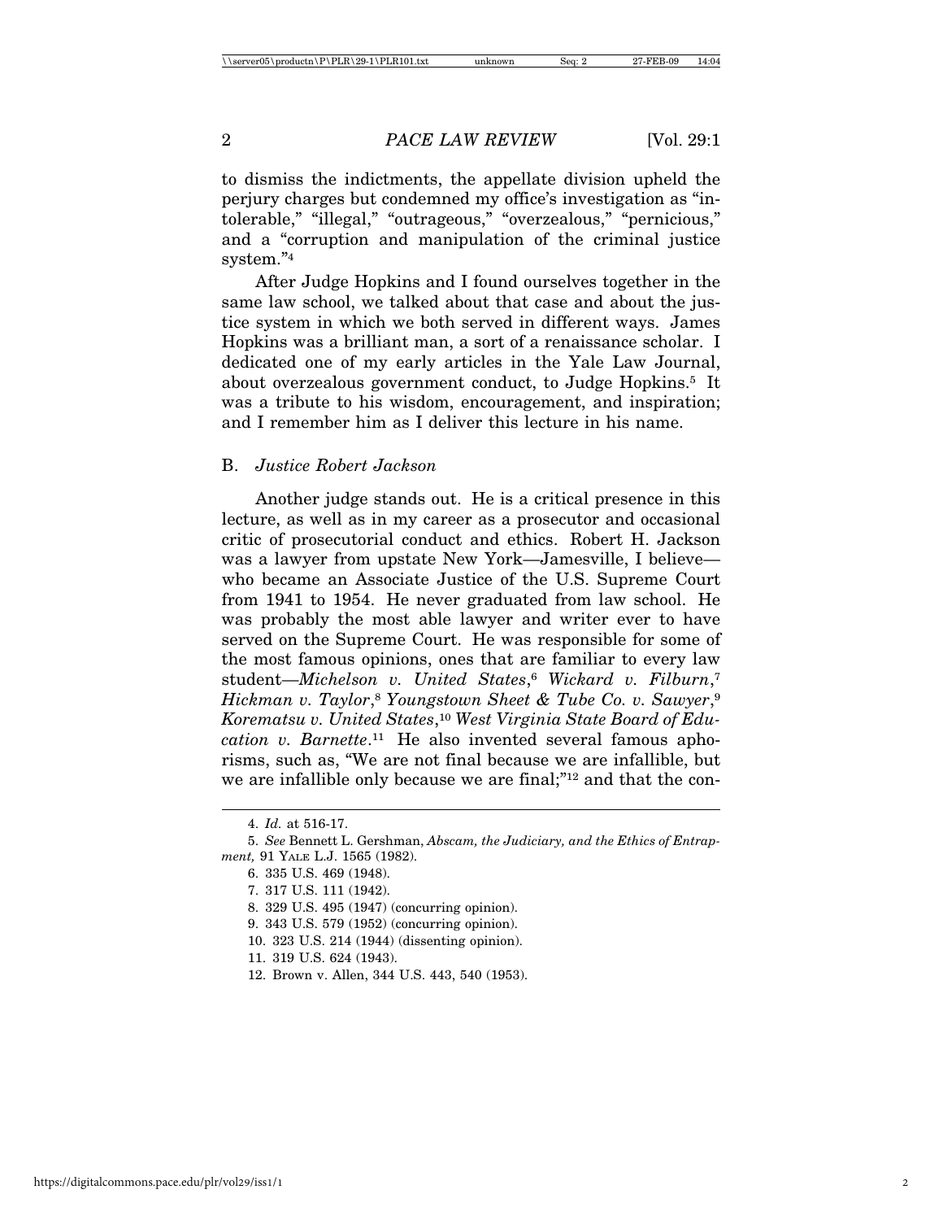to dismiss the indictments, the appellate division upheld the perjury charges but condemned my office's investigation as "intolerable," "illegal," "outrageous," "overzealous," "pernicious," and a "corruption and manipulation of the criminal justice system."[4]

After Judge Hopkins and I found ourselves together in the same law school, we talked about that case and about the justice system in which we both served in different ways. James Hopkins was a brilliant man, a sort of a renaissance scholar. I dedicated one of my early articles in the Yale Law Journal, about overzealous government conduct, to Judge Hopkins.[5] It was a tribute to his wisdom, encouragement, and inspiration; and I remember him as I deliver this lecture in his name.

### B. *Justice Robert Jackson*

Another judge stands out. He is a critical presence in this lecture, as well as in my career as a prosecutor and occasional critic of prosecutorial conduct and ethics. Robert H. Jackson was a lawyer from upstate New York—Jamesville, I believe—who became an Associate Justice of the U.S. Supreme Court from 1941 to 1954. He never graduated from law school. He was probably the most able lawyer and writer ever to have served on the Supreme Court. He was responsible for some of the most famous opinions, ones that are familiar to every law student—*Michelson v. United States*,[6] *Wickard v. Filburn*,[7] *Hickman v. Taylor*,[8] *Youngstown Sheet & Tube Co. v. Sawyer*,[9] *Korematsu v. United States*,[10] *West Virginia State Board of Education v. Barnette*.[11] He also invented several famous aphorisms, such as, "We are not final because we are infallible, but we are infallible only because we are final;"[12] and that the con-

---

4. *Id.* at 516-17.

5. *See* Bennett L. Gershman, *Abscam, the Judiciary, and the Ethics of Entrapment,* 91 YALE L.J. 1565 (1982).

6. 335 U.S. 469 (1948).

7. 317 U.S. 111 (1942).

8. 329 U.S. 495 (1947) (concurring opinion).

9. 343 U.S. 579 (1952) (concurring opinion).

10. 323 U.S. 214 (1944) (dissenting opinion).

11. 319 U.S. 624 (1943).

12. Brown v. Allen, 344 U.S. 443, 540 (1953).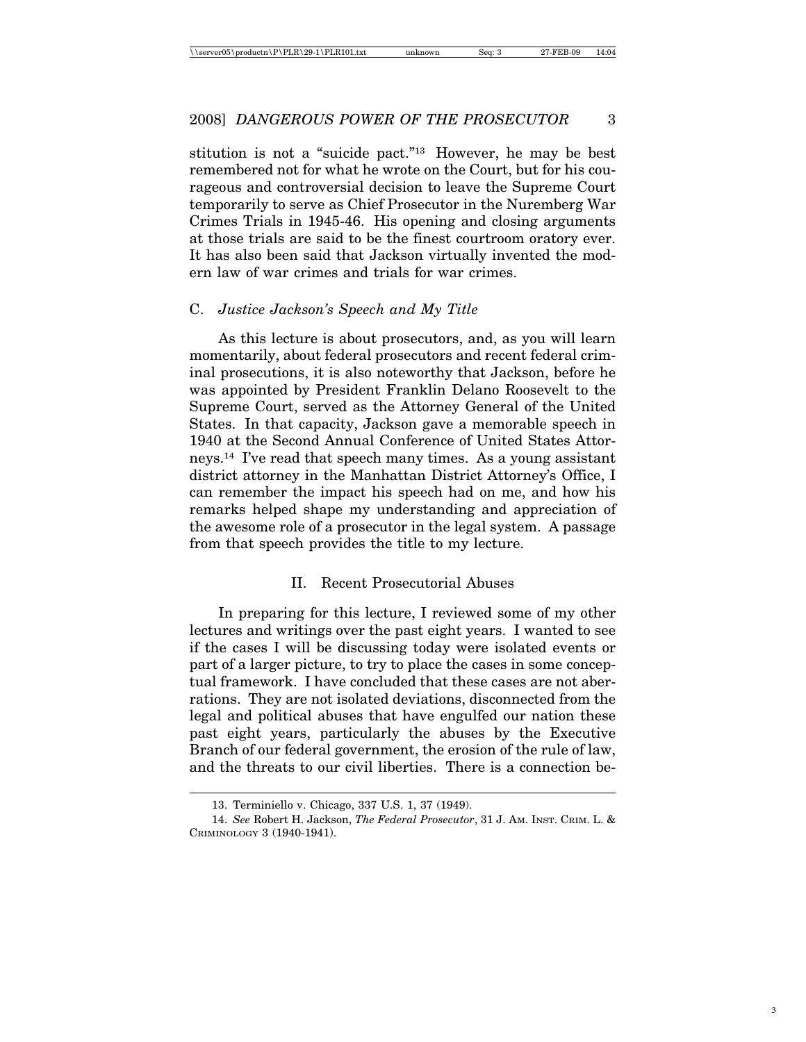stitution is not a "suicide pact."[13] However, he may be best remembered not for what he wrote on the Court, but for his courageous and controversial decision to leave the Supreme Court temporarily to serve as Chief Prosecutor in the Nuremberg War Crimes Trials in 1945-46. His opening and closing arguments at those trials are said to be the finest courtroom oratory ever. It has also been said that Jackson virtually invented the modern law of war crimes and trials for war crimes.

### C. *Justice Jackson's Speech and My Title*

As this lecture is about prosecutors, and, as you will learn momentarily, about federal prosecutors and recent federal criminal prosecutions, it is also noteworthy that Jackson, before he was appointed by President Franklin Delano Roosevelt to the Supreme Court, served as the Attorney General of the United States. In that capacity, Jackson gave a memorable speech in 1940 at the Second Annual Conference of United States Attorneys.[14] I've read that speech many times. As a young assistant district attorney in the Manhattan District Attorney's Office, I can remember the impact his speech had on me, and how his remarks helped shape my understanding and appreciation of the awesome role of a prosecutor in the legal system. A passage from that speech provides the title to my lecture.

## II. Recent Prosecutorial Abuses

In preparing for this lecture, I reviewed some of my other lectures and writings over the past eight years. I wanted to see if the cases I will be discussing today were isolated events or part of a larger picture, to try to place the cases in some conceptual framework. I have concluded that these cases are not aberrations. They are not isolated deviations, disconnected from the legal and political abuses that have engulfed our nation these past eight years, particularly the abuses by the Executive Branch of our federal government, the erosion of the rule of law, and the threats to our civil liberties. There is a connection be-

---

13. Terminiello v. Chicago, 337 U.S. 1, 37 (1949).

14. *See* Robert H. Jackson, *The Federal Prosecutor*, 31 J. Am. Inst. Crim. L. & Criminology 3 (1940-1941).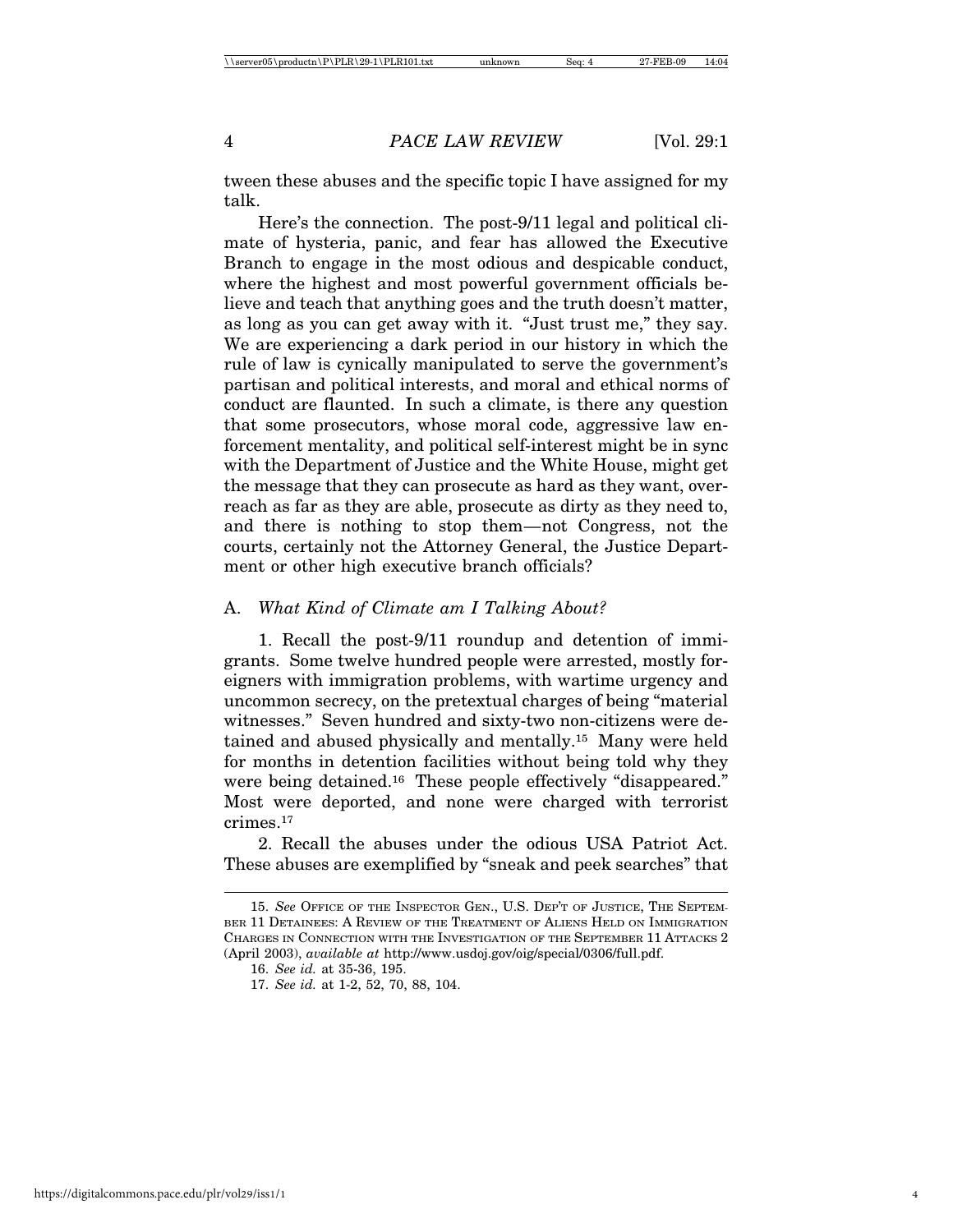tween these abuses and the specific topic I have assigned for my talk.

Here's the connection. The post-9/11 legal and political climate of hysteria, panic, and fear has allowed the Executive Branch to engage in the most odious and despicable conduct, where the highest and most powerful government officials believe and teach that anything goes and the truth doesn't matter, as long as you can get away with it. "Just trust me," they say. We are experiencing a dark period in our history in which the rule of law is cynically manipulated to serve the government's partisan and political interests, and moral and ethical norms of conduct are flaunted. In such a climate, is there any question that some prosecutors, whose moral code, aggressive law enforcement mentality, and political self-interest might be in sync with the Department of Justice and the White House, might get the message that they can prosecute as hard as they want, overreach as far as they are able, prosecute as dirty as they need to, and there is nothing to stop them—not Congress, not the courts, certainly not the Attorney General, the Justice Department or other high executive branch officials?

### A. *What Kind of Climate am I Talking About?*

1. Recall the post-9/11 roundup and detention of immigrants. Some twelve hundred people were arrested, mostly foreigners with immigration problems, with wartime urgency and uncommon secrecy, on the pretextual charges of being "material witnesses." Seven hundred and sixty-two non-citizens were detained and abused physically and mentally.[15] Many were held for months in detention facilities without being told why they were being detained.[16] These people effectively "disappeared." Most were deported, and none were charged with terrorist crimes.[17]

2. Recall the abuses under the odious USA Patriot Act. These abuses are exemplified by "sneak and peek searches" that

---

15. *See* Office of the Inspector Gen., U.S. Dep't of Justice, The September 11 Detainees: A Review of the Treatment of Aliens Held on Immigration Charges in Connection with the Investigation of the September 11 Attacks 2 (April 2003), *available at* http://www.usdoj.gov/oig/special/0306/full.pdf.

16. *See id.* at 35-36, 195.

17. *See id.* at 1-2, 52, 70, 88, 104.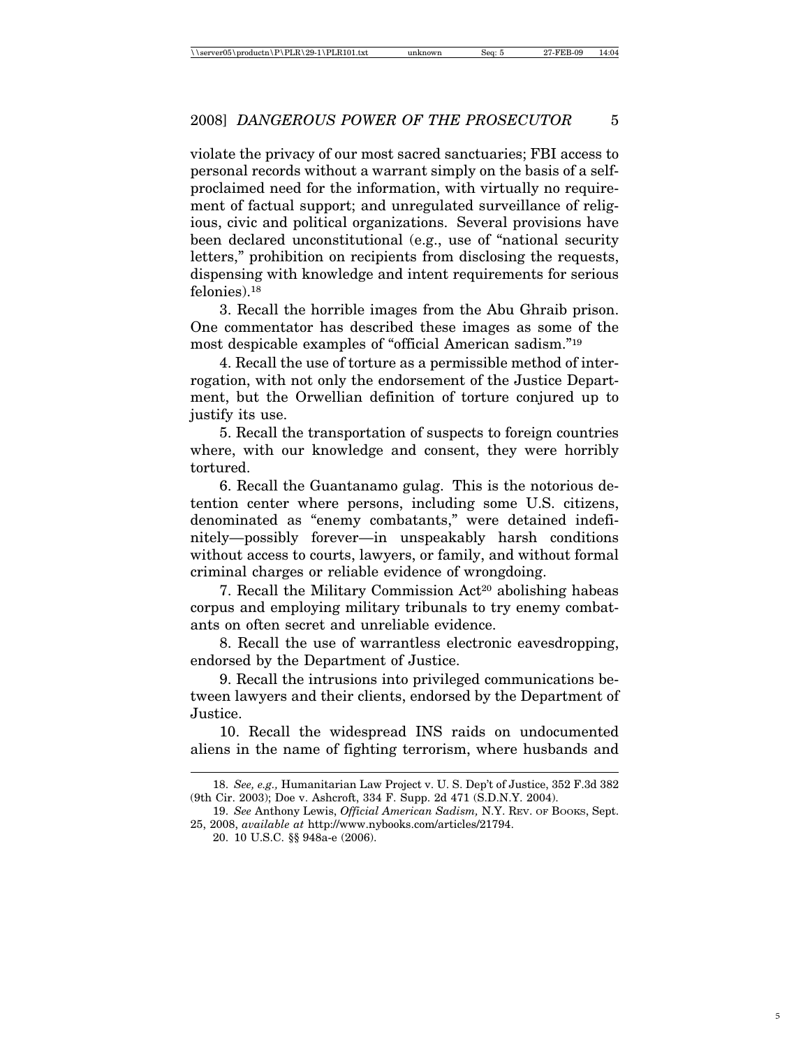violate the privacy of our most sacred sanctuaries; FBI access to personal records without a warrant simply on the basis of a self-proclaimed need for the information, with virtually no requirement of factual support; and unregulated surveillance of religious, civic and political organizations. Several provisions have been declared unconstitutional (e.g., use of "national security letters," prohibition on recipients from disclosing the requests, dispensing with knowledge and intent requirements for serious felonies).[18]

3. Recall the horrible images from the Abu Ghraib prison. One commentator has described these images as some of the most despicable examples of "official American sadism."[19]

4. Recall the use of torture as a permissible method of interrogation, with not only the endorsement of the Justice Department, but the Orwellian definition of torture conjured up to justify its use.

5. Recall the transportation of suspects to foreign countries where, with our knowledge and consent, they were horribly tortured.

6. Recall the Guantanamo gulag. This is the notorious detention center where persons, including some U.S. citizens, denominated as "enemy combatants," were detained indefinitely—possibly forever—in unspeakably harsh conditions without access to courts, lawyers, or family, and without formal criminal charges or reliable evidence of wrongdoing.

7. Recall the Military Commission Act[20] abolishing habeas corpus and employing military tribunals to try enemy combatants on often secret and unreliable evidence.

8. Recall the use of warrantless electronic eavesdropping, endorsed by the Department of Justice.

9. Recall the intrusions into privileged communications between lawyers and their clients, endorsed by the Department of Justice.

10. Recall the widespread INS raids on undocumented aliens in the name of fighting terrorism, where husbands and

---

18. *See, e.g.,* Humanitarian Law Project v. U. S. Dep't of Justice, 352 F.3d 382 (9th Cir. 2003); Doe v. Ashcroft, 334 F. Supp. 2d 471 (S.D.N.Y. 2004).

19. *See* Anthony Lewis, *Official American Sadism,* N.Y. REV. OF BOOKS, Sept. 25, 2008, *available at* http://www.nybooks.com/articles/21794.

20. 10 U.S.C. §§ 948a-e (2006).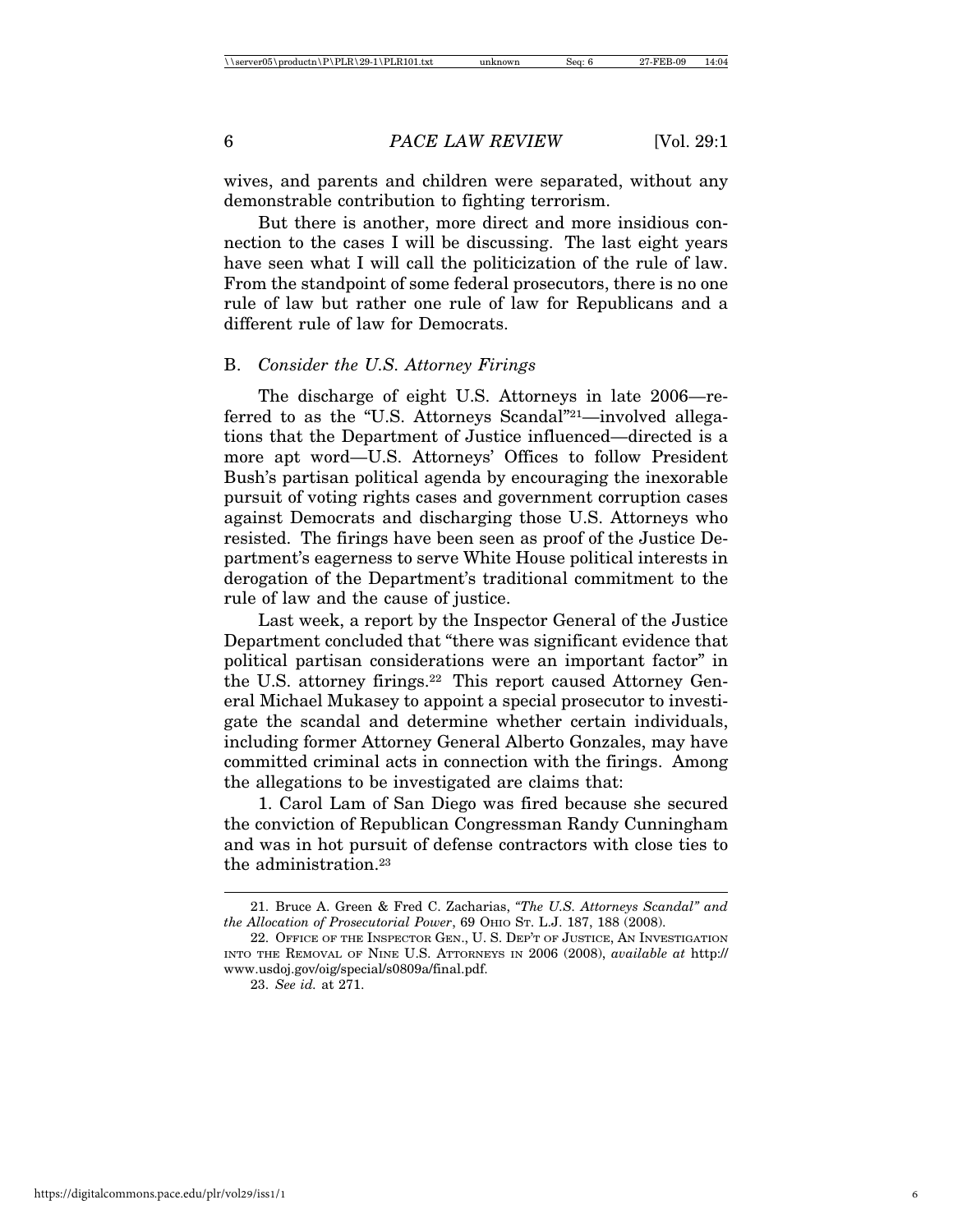wives, and parents and children were separated, without any demonstrable contribution to fighting terrorism.

But there is another, more direct and more insidious connection to the cases I will be discussing. The last eight years have seen what I will call the politicization of the rule of law. From the standpoint of some federal prosecutors, there is no one rule of law but rather one rule of law for Republicans and a different rule of law for Democrats.

### B. *Consider the U.S. Attorney Firings*

The discharge of eight U.S. Attorneys in late 2006—referred to as the "U.S. Attorneys Scandal"[21]—involved allegations that the Department of Justice influenced—directed is a more apt word—U.S. Attorneys' Offices to follow President Bush's partisan political agenda by encouraging the inexorable pursuit of voting rights cases and government corruption cases against Democrats and discharging those U.S. Attorneys who resisted. The firings have been seen as proof of the Justice Department's eagerness to serve White House political interests in derogation of the Department's traditional commitment to the rule of law and the cause of justice.

Last week, a report by the Inspector General of the Justice Department concluded that "there was significant evidence that political partisan considerations were an important factor" in the U.S. attorney firings.[22] This report caused Attorney General Michael Mukasey to appoint a special prosecutor to investigate the scandal and determine whether certain individuals, including former Attorney General Alberto Gonzales, may have committed criminal acts in connection with the firings. Among the allegations to be investigated are claims that:

1. Carol Lam of San Diego was fired because she secured the conviction of Republican Congressman Randy Cunningham and was in hot pursuit of defense contractors with close ties to the administration.[23]

---

21. Bruce A. Green & Fred C. Zacharias, *"The U.S. Attorneys Scandal" and the Allocation of Prosecutorial Power*, 69 OHIO ST. L.J. 187, 188 (2008).

22. OFFICE OF THE INSPECTOR GEN., U. S. DEP'T OF JUSTICE, AN INVESTIGATION INTO THE REMOVAL OF NINE U.S. ATTORNEYS IN 2006 (2008), *available at* http://www.usdoj.gov/oig/special/s0809a/final.pdf.

23. *See id.* at 271.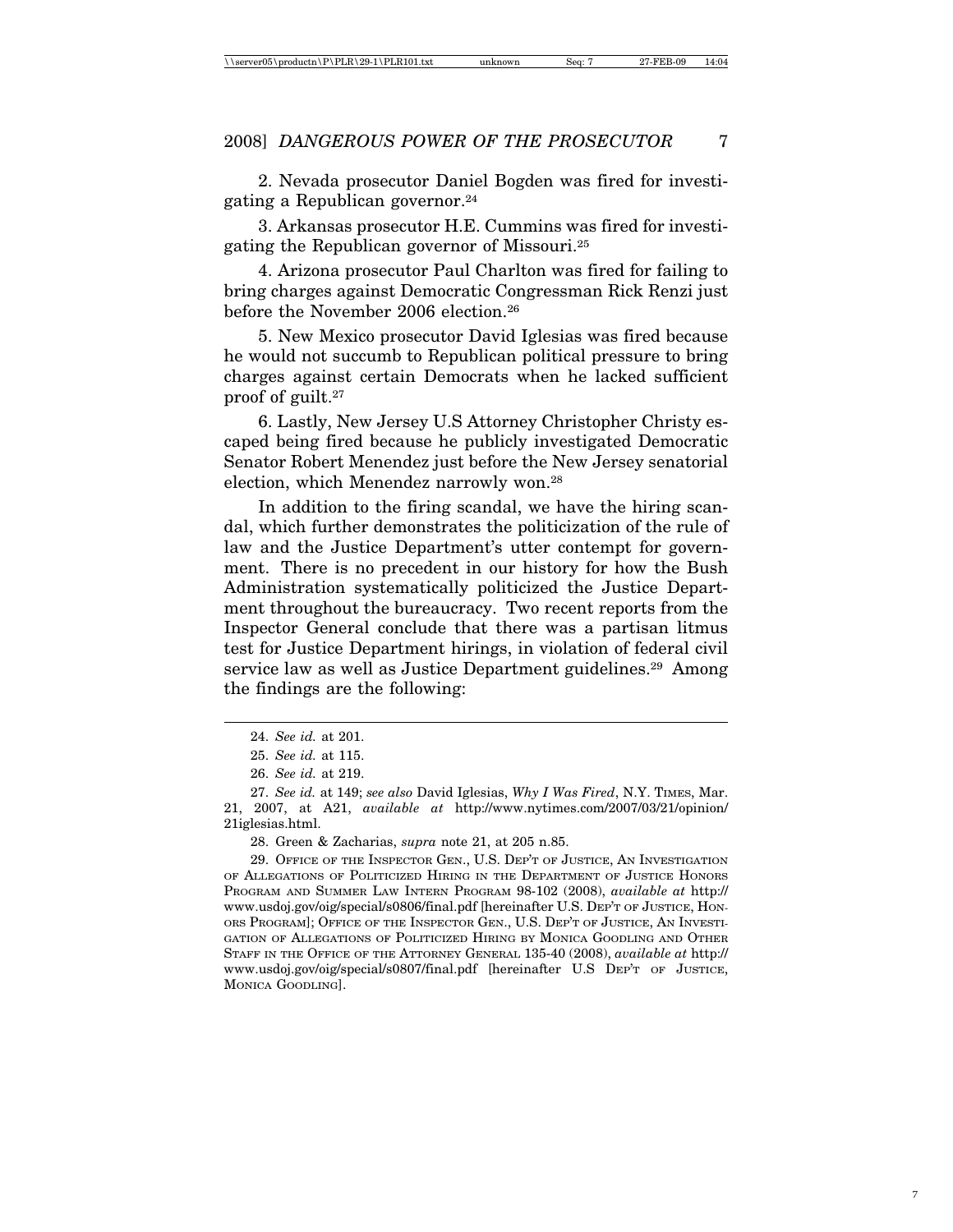2. Nevada prosecutor Daniel Bogden was fired for investigating a Republican governor.[24]

3. Arkansas prosecutor H.E. Cummins was fired for investigating the Republican governor of Missouri.[25]

4. Arizona prosecutor Paul Charlton was fired for failing to bring charges against Democratic Congressman Rick Renzi just before the November 2006 election.[26]

5. New Mexico prosecutor David Iglesias was fired because he would not succumb to Republican political pressure to bring charges against certain Democrats when he lacked sufficient proof of guilt.[27]

6. Lastly, New Jersey U.S Attorney Christopher Christy escaped being fired because he publicly investigated Democratic Senator Robert Menendez just before the New Jersey senatorial election, which Menendez narrowly won.[28]

In addition to the firing scandal, we have the hiring scandal, which further demonstrates the politicization of the rule of law and the Justice Department's utter contempt for government. There is no precedent in our history for how the Bush Administration systematically politicized the Justice Department throughout the bureaucracy. Two recent reports from the Inspector General conclude that there was a partisan litmus test for Justice Department hirings, in violation of federal civil service law as well as Justice Department guidelines.[29] Among the findings are the following:

---

24. *See id.* at 201.

25. *See id.* at 115.

26. *See id.* at 219.

27. *See id.* at 149; *see also* David Iglesias, *Why I Was Fired*, N.Y. TIMES, Mar. 21, 2007, at A21, *available at* http://www.nytimes.com/2007/03/21/opinion/21iglesias.html.

28. Green & Zacharias, *supra* note 21, at 205 n.85.

29. OFFICE OF THE INSPECTOR GEN., U.S. DEP'T OF JUSTICE, AN INVESTIGATION OF ALLEGATIONS OF POLITICIZED HIRING IN THE DEPARTMENT OF JUSTICE HONORS PROGRAM AND SUMMER LAW INTERN PROGRAM 98-102 (2008), *available at* http://www.usdoj.gov/oig/special/s0806/final.pdf [hereinafter U.S. DEP'T OF JUSTICE, HONORS PROGRAM]; OFFICE OF THE INSPECTOR GEN., U.S. DEP'T OF JUSTICE, AN INVESTIGATION OF ALLEGATIONS OF POLITICIZED HIRING BY MONICA GOODLING AND OTHER STAFF IN THE OFFICE OF THE ATTORNEY GENERAL 135-40 (2008), *available at* http://www.usdoj.gov/oig/special/s0807/final.pdf [hereinafter U.S DEP'T OF JUSTICE, MONICA GOODLING].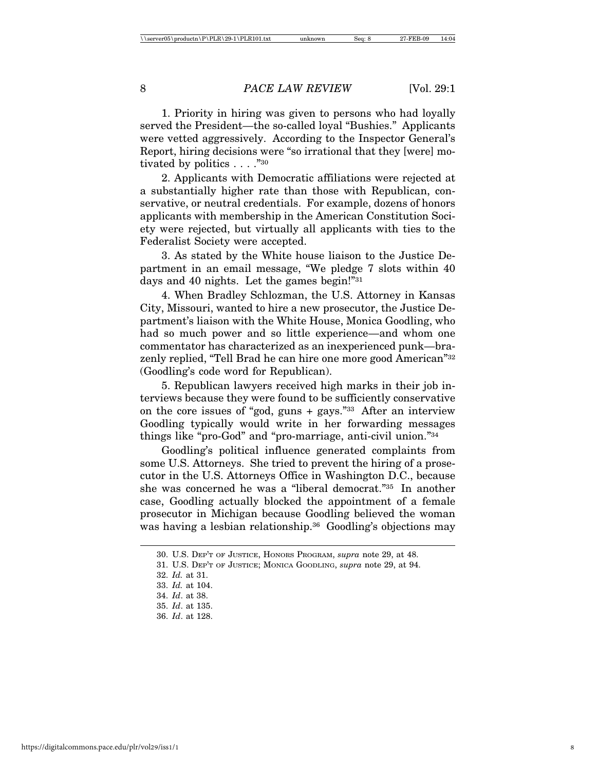1. Priority in hiring was given to persons who had loyally served the President—the so-called loyal "Bushies." Applicants were vetted aggressively. According to the Inspector General's Report, hiring decisions were "so irrational that they [were] motivated by politics . . . ."[30]

2. Applicants with Democratic affiliations were rejected at a substantially higher rate than those with Republican, conservative, or neutral credentials. For example, dozens of honors applicants with membership in the American Constitution Society were rejected, but virtually all applicants with ties to the Federalist Society were accepted.

3. As stated by the White house liaison to the Justice Department in an email message, "We pledge 7 slots within 40 days and 40 nights. Let the games begin!"[31]

4. When Bradley Schlozman, the U.S. Attorney in Kansas City, Missouri, wanted to hire a new prosecutor, the Justice Department's liaison with the White House, Monica Goodling, who had so much power and so little experience—and whom one commentator has characterized as an inexperienced punk—brazenly replied, "Tell Brad he can hire one more good American"[32] (Goodling's code word for Republican).

5. Republican lawyers received high marks in their job interviews because they were found to be sufficiently conservative on the core issues of "god, guns + gays."[33] After an interview Goodling typically would write in her forwarding messages things like "pro-God" and "pro-marriage, anti-civil union."[34]

Goodling's political influence generated complaints from some U.S. Attorneys. She tried to prevent the hiring of a prosecutor in the U.S. Attorneys Office in Washington D.C., because she was concerned he was a "liberal democrat."[35] In another case, Goodling actually blocked the appointment of a female prosecutor in Michigan because Goodling believed the woman was having a lesbian relationship.[36] Goodling's objections may

---

30. U.S. Dep't of Justice, Honors Program, *supra* note 29, at 48.

31. U.S. Dep't of Justice; Monica Goodling, *supra* note 29, at 94.

32. *Id.* at 31.

33. *Id.* at 104.

34. *Id*. at 38.

35. *Id*. at 135.

36. *Id*. at 128.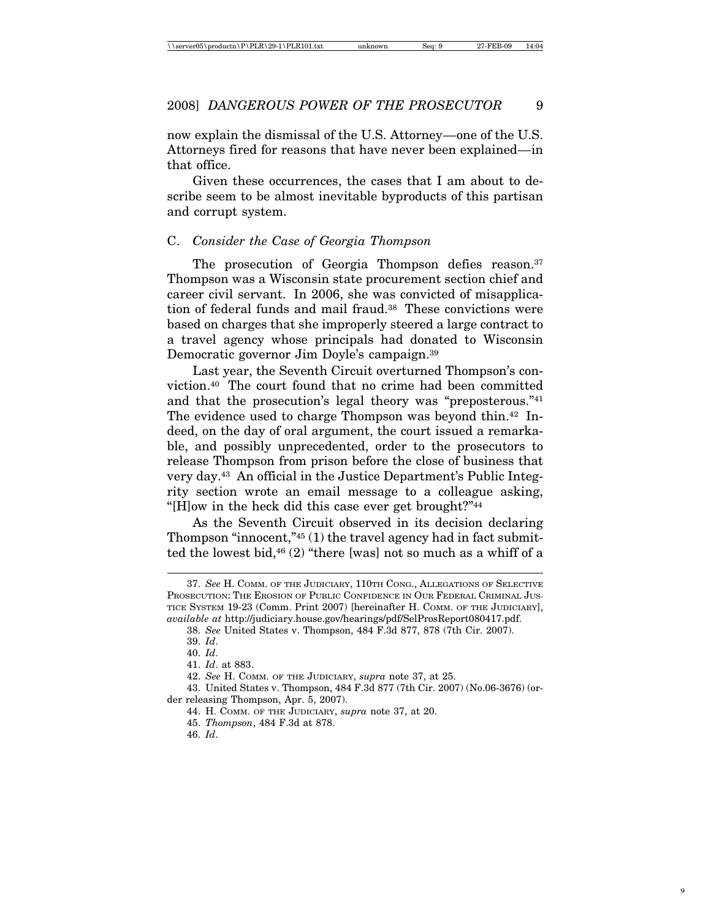now explain the dismissal of the U.S. Attorney—one of the U.S. Attorneys fired for reasons that have never been explained—in that office.

Given these occurrences, the cases that I am about to describe seem to be almost inevitable byproducts of this partisan and corrupt system.

### C. *Consider the Case of Georgia Thompson*

The prosecution of Georgia Thompson defies reason.[37] Thompson was a Wisconsin state procurement section chief and career civil servant. In 2006, she was convicted of misapplication of federal funds and mail fraud.[38] These convictions were based on charges that she improperly steered a large contract to a travel agency whose principals had donated to Wisconsin Democratic governor Jim Doyle's campaign.[39]

Last year, the Seventh Circuit overturned Thompson's conviction.[40] The court found that no crime had been committed and that the prosecution's legal theory was "preposterous."[41] The evidence used to charge Thompson was beyond thin.[42] Indeed, on the day of oral argument, the court issued a remarkable, and possibly unprecedented, order to the prosecutors to release Thompson from prison before the close of business that very day.[43] An official in the Justice Department's Public Integrity section wrote an email message to a colleague asking, "[H]ow in the heck did this case ever get brought?"[44]

As the Seventh Circuit observed in its decision declaring Thompson "innocent,"[45] (1) the travel agency had in fact submitted the lowest bid,[46] (2) "there [was] not so much as a whiff of a

---

37. *See* H. Comm. of the Judiciary, 110th Cong., Allegations of Selective Prosecution: The Erosion of Public Confidence in Our Federal Criminal Justice System 19-23 (Comm. Print 2007) [hereinafter H. Comm. of the Judiciary], *available at* http://judiciary.house.gov/hearings/pdf/SelProsReport080417.pdf.

38. *See* United States v. Thompson, 484 F.3d 877, 878 (7th Cir. 2007).

39. *Id*.

40. *Id*.

41. *Id*. at 883.

42. *See* H. Comm. of the Judiciary, *supra* note 37, at 25.

43. United States v. Thompson, 484 F.3d 877 (7th Cir. 2007) (No.06-3676) (order releasing Thompson, Apr. 5, 2007).

44. H. Comm. of the Judiciary, *supra* note 37, at 20.

45. *Thompson*, 484 F.3d at 878.

46. *Id*.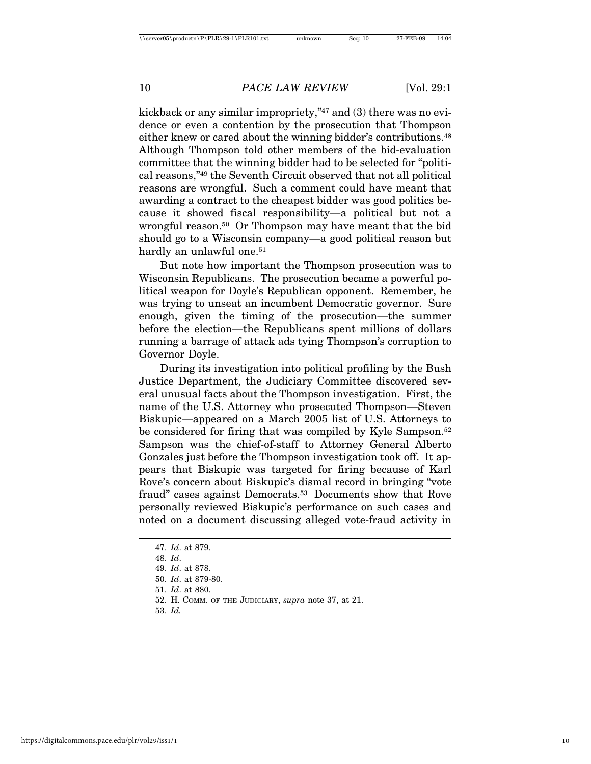kickback or any similar impropriety,"[47] and (3) there was no evidence or even a contention by the prosecution that Thompson either knew or cared about the winning bidder's contributions.[48] Although Thompson told other members of the bid-evaluation committee that the winning bidder had to be selected for "political reasons,"[49] the Seventh Circuit observed that not all political reasons are wrongful. Such a comment could have meant that awarding a contract to the cheapest bidder was good politics because it showed fiscal responsibility—a political but not a wrongful reason.[50] Or Thompson may have meant that the bid should go to a Wisconsin company—a good political reason but hardly an unlawful one.[51]

But note how important the Thompson prosecution was to Wisconsin Republicans. The prosecution became a powerful political weapon for Doyle's Republican opponent. Remember, he was trying to unseat an incumbent Democratic governor. Sure enough, given the timing of the prosecution—the summer before the election—the Republicans spent millions of dollars running a barrage of attack ads tying Thompson's corruption to Governor Doyle.

During its investigation into political profiling by the Bush Justice Department, the Judiciary Committee discovered several unusual facts about the Thompson investigation. First, the name of the U.S. Attorney who prosecuted Thompson—Steven Biskupic—appeared on a March 2005 list of U.S. Attorneys to be considered for firing that was compiled by Kyle Sampson.[52] Sampson was the chief-of-staff to Attorney General Alberto Gonzales just before the Thompson investigation took off. It appears that Biskupic was targeted for firing because of Karl Rove's concern about Biskupic's dismal record in bringing "vote fraud" cases against Democrats.[53] Documents show that Rove personally reviewed Biskupic's performance on such cases and noted on a document discussing alleged vote-fraud activity in

---

47. *Id*. at 879.

48. *Id*.

49. *Id*. at 878.

50. *Id*. at 879-80.

51. *Id*. at 880.

52. H. COMM. OF THE JUDICIARY, *supra* note 37, at 21.

53. *Id.*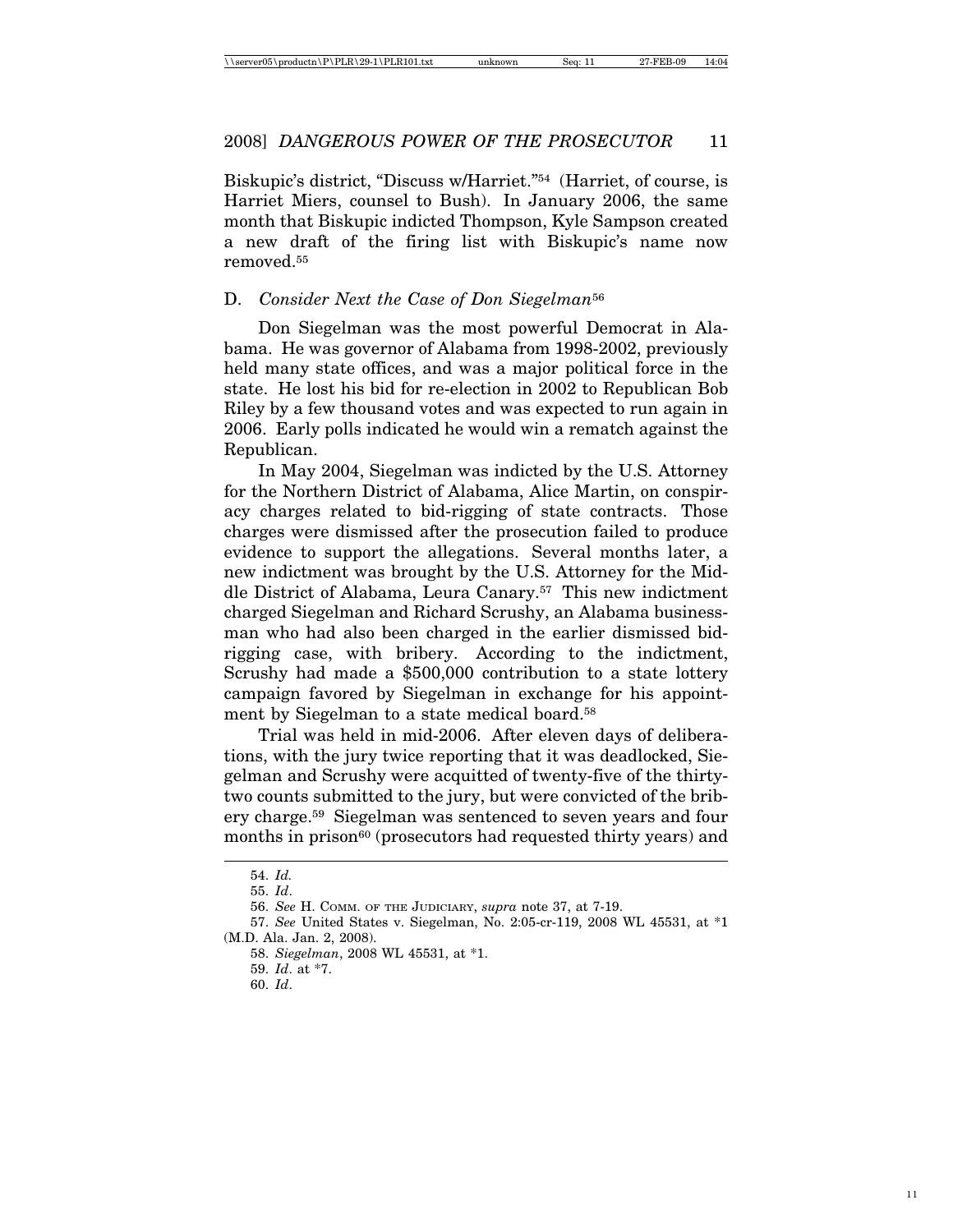Biskupic's district, "Discuss w/Harriet."[54] (Harriet, of course, is Harriet Miers, counsel to Bush). In January 2006, the same month that Biskupic indicted Thompson, Kyle Sampson created a new draft of the firing list with Biskupic's name now removed.[55]

### D. *Consider Next the Case of Don Siegelman*[56]

Don Siegelman was the most powerful Democrat in Alabama. He was governor of Alabama from 1998-2002, previously held many state offices, and was a major political force in the state. He lost his bid for re-election in 2002 to Republican Bob Riley by a few thousand votes and was expected to run again in 2006. Early polls indicated he would win a rematch against the Republican.

In May 2004, Siegelman was indicted by the U.S. Attorney for the Northern District of Alabama, Alice Martin, on conspiracy charges related to bid-rigging of state contracts. Those charges were dismissed after the prosecution failed to produce evidence to support the allegations. Several months later, a new indictment was brought by the U.S. Attorney for the Middle District of Alabama, Leura Canary.[57] This new indictment charged Siegelman and Richard Scrushy, an Alabama businessman who had also been charged in the earlier dismissed bid-rigging case, with bribery. According to the indictment, Scrushy had made a $500,000 contribution to a state lottery campaign favored by Siegelman in exchange for his appointment by Siegelman to a state medical board.[58]

Trial was held in mid-2006. After eleven days of deliberations, with the jury twice reporting that it was deadlocked, Siegelman and Scrushy were acquitted of twenty-five of the thirty-two counts submitted to the jury, but were convicted of the bribery charge.[59] Siegelman was sentenced to seven years and four months in prison[60] (prosecutors had requested thirty years) and

---

54. *Id.*

55. *Id*.

56. *See* H. COMM. OF THE JUDICIARY, *supra* note 37, at 7-19.

57. *See* United States v. Siegelman, No. 2:05-cr-119, 2008 WL 45531, at *1 (M.D. Ala. Jan. 2, 2008).

58. *Siegelman*, 2008 WL 45531, at *1.

59. *Id*. at *7.

60. *Id*.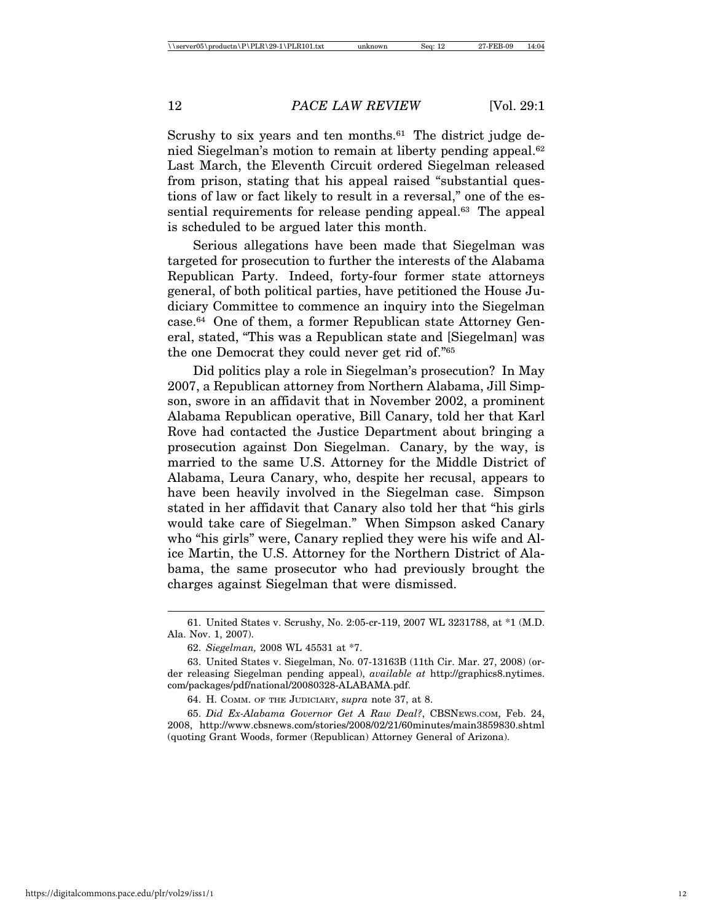Scrushy to six years and ten months.[61] The district judge denied Siegelman's motion to remain at liberty pending appeal.[62] Last March, the Eleventh Circuit ordered Siegelman released from prison, stating that his appeal raised "substantial questions of law or fact likely to result in a reversal," one of the essential requirements for release pending appeal.[63] The appeal is scheduled to be argued later this month.

Serious allegations have been made that Siegelman was targeted for prosecution to further the interests of the Alabama Republican Party. Indeed, forty-four former state attorneys general, of both political parties, have petitioned the House Judiciary Committee to commence an inquiry into the Siegelman case.[64] One of them, a former Republican state Attorney General, stated, "This was a Republican state and [Siegelman] was the one Democrat they could never get rid of."[65]

Did politics play a role in Siegelman's prosecution? In May 2007, a Republican attorney from Northern Alabama, Jill Simpson, swore in an affidavit that in November 2002, a prominent Alabama Republican operative, Bill Canary, told her that Karl Rove had contacted the Justice Department about bringing a prosecution against Don Siegelman. Canary, by the way, is married to the same U.S. Attorney for the Middle District of Alabama, Leura Canary, who, despite her recusal, appears to have been heavily involved in the Siegelman case. Simpson stated in her affidavit that Canary also told her that "his girls would take care of Siegelman." When Simpson asked Canary who "his girls" were, Canary replied they were his wife and Alice Martin, the U.S. Attorney for the Northern District of Alabama, the same prosecutor who had previously brought the charges against Siegelman that were dismissed.

---

61. United States v. Scrushy, No. 2:05-cr-119, 2007 WL 3231788, at *1 (M.D. Ala. Nov. 1, 2007).

62. *Siegelman,* 2008 WL 45531 at *7.

63. United States v. Siegelman, No. 07-13163B (11th Cir. Mar. 27, 2008) (order releasing Siegelman pending appeal), *available at* http://graphics8.nytimes.com/packages/pdf/national/20080328-ALABAMA.pdf.

64. H. COMM. OF THE JUDICIARY, *supra* note 37, at 8.

65. *Did Ex-Alabama Governor Get A Raw Deal?*, CBSNEWS.COM, Feb. 24, 2008, http://www.cbsnews.com/stories/2008/02/21/60minutes/main3859830.shtml (quoting Grant Woods, former (Republican) Attorney General of Arizona).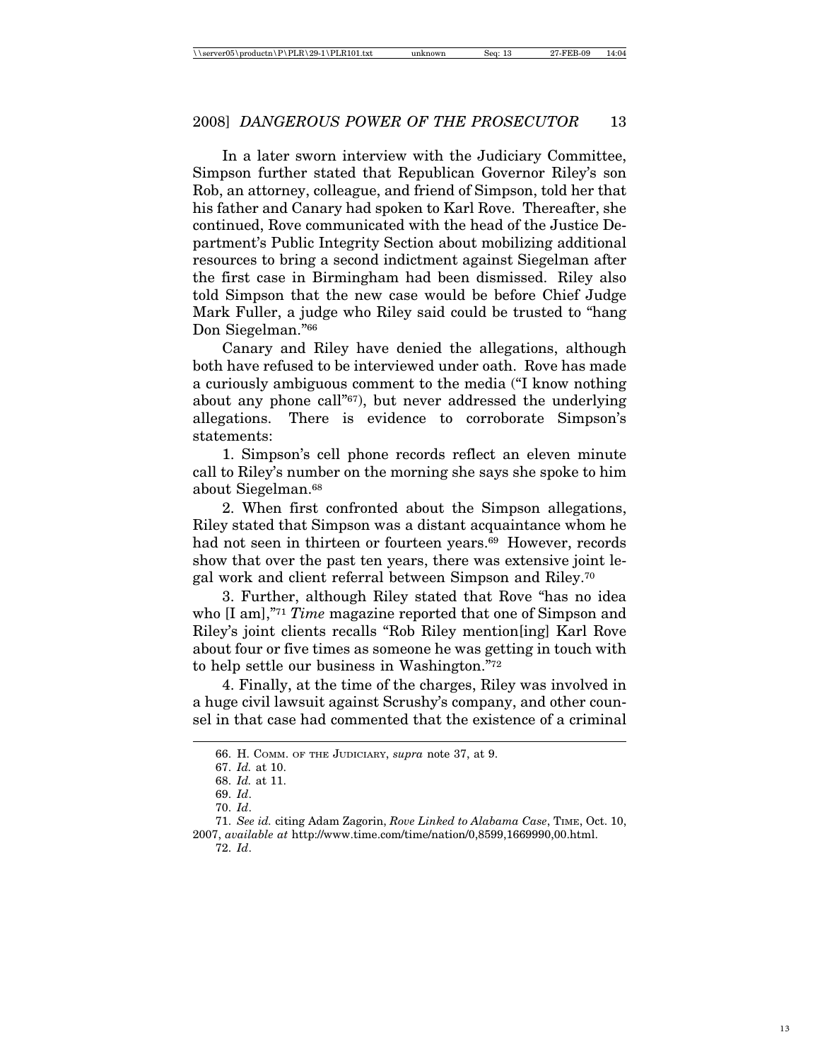In a later sworn interview with the Judiciary Committee, Simpson further stated that Republican Governor Riley's son Rob, an attorney, colleague, and friend of Simpson, told her that his father and Canary had spoken to Karl Rove. Thereafter, she continued, Rove communicated with the head of the Justice Department's Public Integrity Section about mobilizing additional resources to bring a second indictment against Siegelman after the first case in Birmingham had been dismissed. Riley also told Simpson that the new case would be before Chief Judge Mark Fuller, a judge who Riley said could be trusted to "hang Don Siegelman."[66]

Canary and Riley have denied the allegations, although both have refused to be interviewed under oath. Rove has made a curiously ambiguous comment to the media ("I know nothing about any phone call"[67]), but never addressed the underlying allegations. There is evidence to corroborate Simpson's statements:

1. Simpson's cell phone records reflect an eleven minute call to Riley's number on the morning she says she spoke to him about Siegelman.[68]

2. When first confronted about the Simpson allegations, Riley stated that Simpson was a distant acquaintance whom he had not seen in thirteen or fourteen years.[69] However, records show that over the past ten years, there was extensive joint legal work and client referral between Simpson and Riley.[70]

3. Further, although Riley stated that Rove "has no idea who [I am],"[71] *Time* magazine reported that one of Simpson and Riley's joint clients recalls "Rob Riley mention[ing] Karl Rove about four or five times as someone he was getting in touch with to help settle our business in Washington."[72]

4. Finally, at the time of the charges, Riley was involved in a huge civil lawsuit against Scrushy's company, and other counsel in that case had commented that the existence of a criminal

---

66. H. COMM. OF THE JUDICIARY, *supra* note 37, at 9.

67. *Id.* at 10.

68. *Id.* at 11.

69. *Id*.

70. *Id*.

71. *See id.* citing Adam Zagorin, *Rove Linked to Alabama Case*, TIME, Oct. 10, 2007, *available at* http://www.time.com/time/nation/0,8599,1669990,00.html.

72. *Id*.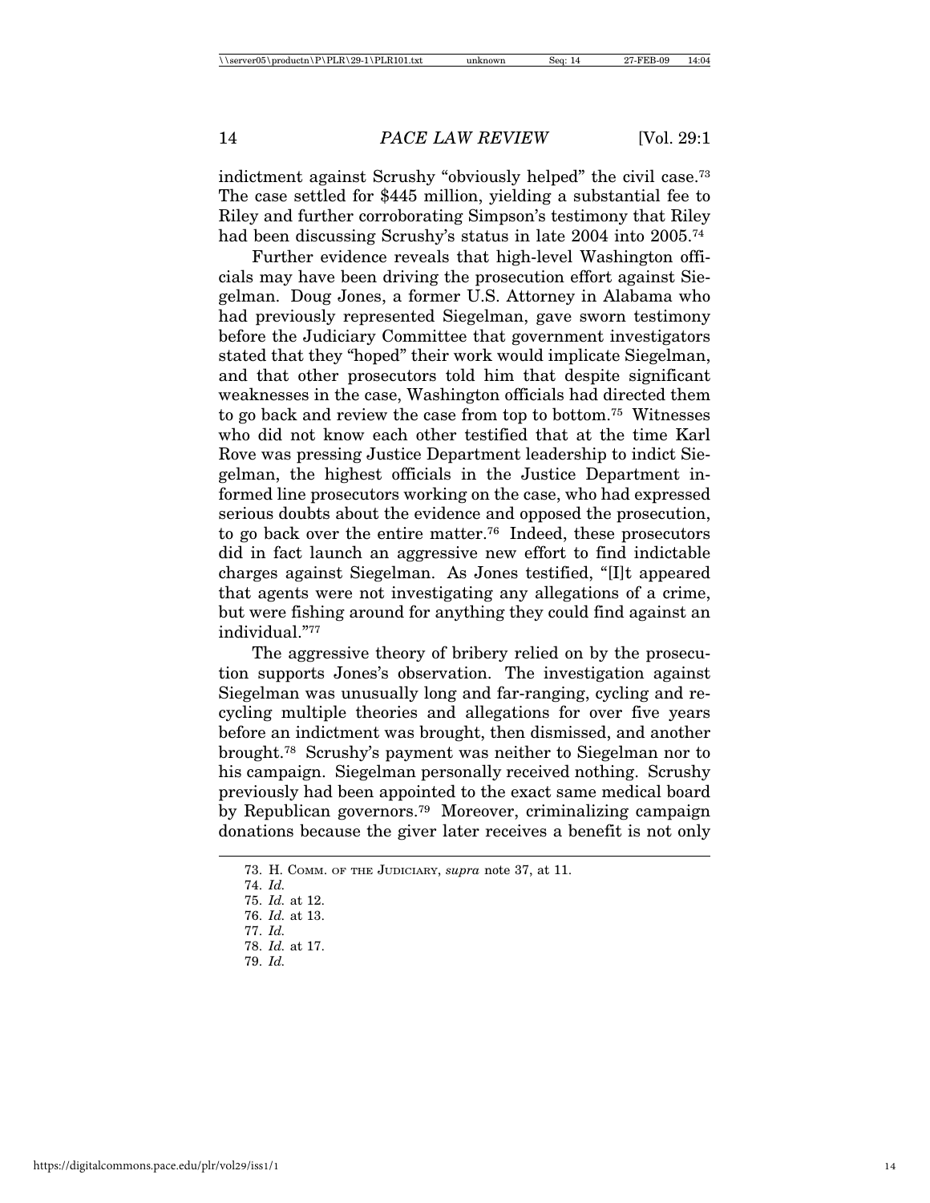indictment against Scrushy "obviously helped" the civil case.[73] The case settled for $445 million, yielding a substantial fee to Riley and further corroborating Simpson's testimony that Riley had been discussing Scrushy's status in late 2004 into 2005.[74]

Further evidence reveals that high-level Washington officials may have been driving the prosecution effort against Siegelman. Doug Jones, a former U.S. Attorney in Alabama who had previously represented Siegelman, gave sworn testimony before the Judiciary Committee that government investigators stated that they "hoped" their work would implicate Siegelman, and that other prosecutors told him that despite significant weaknesses in the case, Washington officials had directed them to go back and review the case from top to bottom.[75] Witnesses who did not know each other testified that at the time Karl Rove was pressing Justice Department leadership to indict Siegelman, the highest officials in the Justice Department informed line prosecutors working on the case, who had expressed serious doubts about the evidence and opposed the prosecution, to go back over the entire matter.[76] Indeed, these prosecutors did in fact launch an aggressive new effort to find indictable charges against Siegelman. As Jones testified, "[I]t appeared that agents were not investigating any allegations of a crime, but were fishing around for anything they could find against an individual."[77]

The aggressive theory of bribery relied on by the prosecution supports Jones's observation. The investigation against Siegelman was unusually long and far-ranging, cycling and recycling multiple theories and allegations for over five years before an indictment was brought, then dismissed, and another brought.[78] Scrushy's payment was neither to Siegelman nor to his campaign. Siegelman personally received nothing. Scrushy previously had been appointed to the exact same medical board by Republican governors.[79] Moreover, criminalizing campaign donations because the giver later receives a benefit is not only

---

73. H. COMM. OF THE JUDICIARY, *supra* note 37, at 11.

74. *Id.*

75. *Id.* at 12.

76. *Id.* at 13.

77. *Id.*

78. *Id.* at 17.

79. *Id.*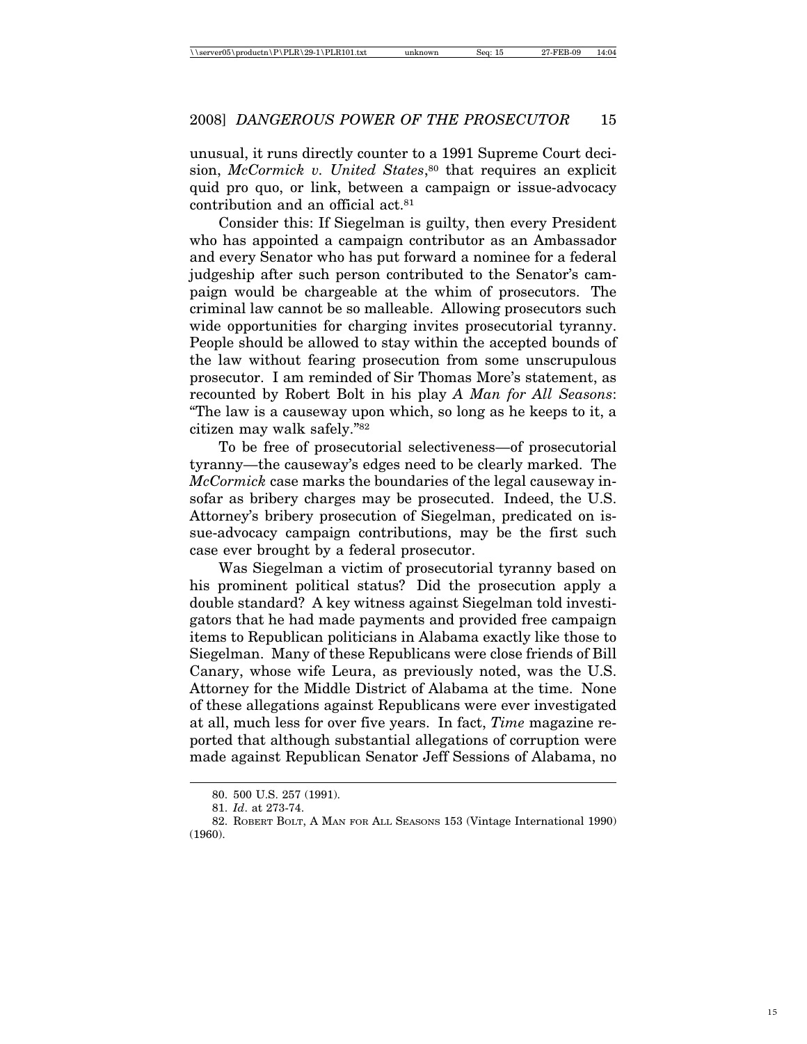unusual, it runs directly counter to a 1991 Supreme Court decision, *McCormick v. United States*,[80] that requires an explicit quid pro quo, or link, between a campaign or issue-advocacy contribution and an official act.[81]

Consider this: If Siegelman is guilty, then every President who has appointed a campaign contributor as an Ambassador and every Senator who has put forward a nominee for a federal judgeship after such person contributed to the Senator's campaign would be chargeable at the whim of prosecutors. The criminal law cannot be so malleable. Allowing prosecutors such wide opportunities for charging invites prosecutorial tyranny. People should be allowed to stay within the accepted bounds of the law without fearing prosecution from some unscrupulous prosecutor. I am reminded of Sir Thomas More's statement, as recounted by Robert Bolt in his play *A Man for All Seasons*: "The law is a causeway upon which, so long as he keeps to it, a citizen may walk safely."[82]

To be free of prosecutorial selectiveness—of prosecutorial tyranny—the causeway's edges need to be clearly marked. The *McCormick* case marks the boundaries of the legal causeway insofar as bribery charges may be prosecuted. Indeed, the U.S. Attorney's bribery prosecution of Siegelman, predicated on issue-advocacy campaign contributions, may be the first such case ever brought by a federal prosecutor.

Was Siegelman a victim of prosecutorial tyranny based on his prominent political status? Did the prosecution apply a double standard? A key witness against Siegelman told investigators that he had made payments and provided free campaign items to Republican politicians in Alabama exactly like those to Siegelman. Many of these Republicans were close friends of Bill Canary, whose wife Leura, as previously noted, was the U.S. Attorney for the Middle District of Alabama at the time. None of these allegations against Republicans were ever investigated at all, much less for over five years. In fact, *Time* magazine reported that although substantial allegations of corruption were made against Republican Senator Jeff Sessions of Alabama, no

---

80. 500 U.S. 257 (1991).

81. *Id*. at 273-74.

82. ROBERT BOLT, A MAN FOR ALL SEASONS 153 (Vintage International 1990) (1960).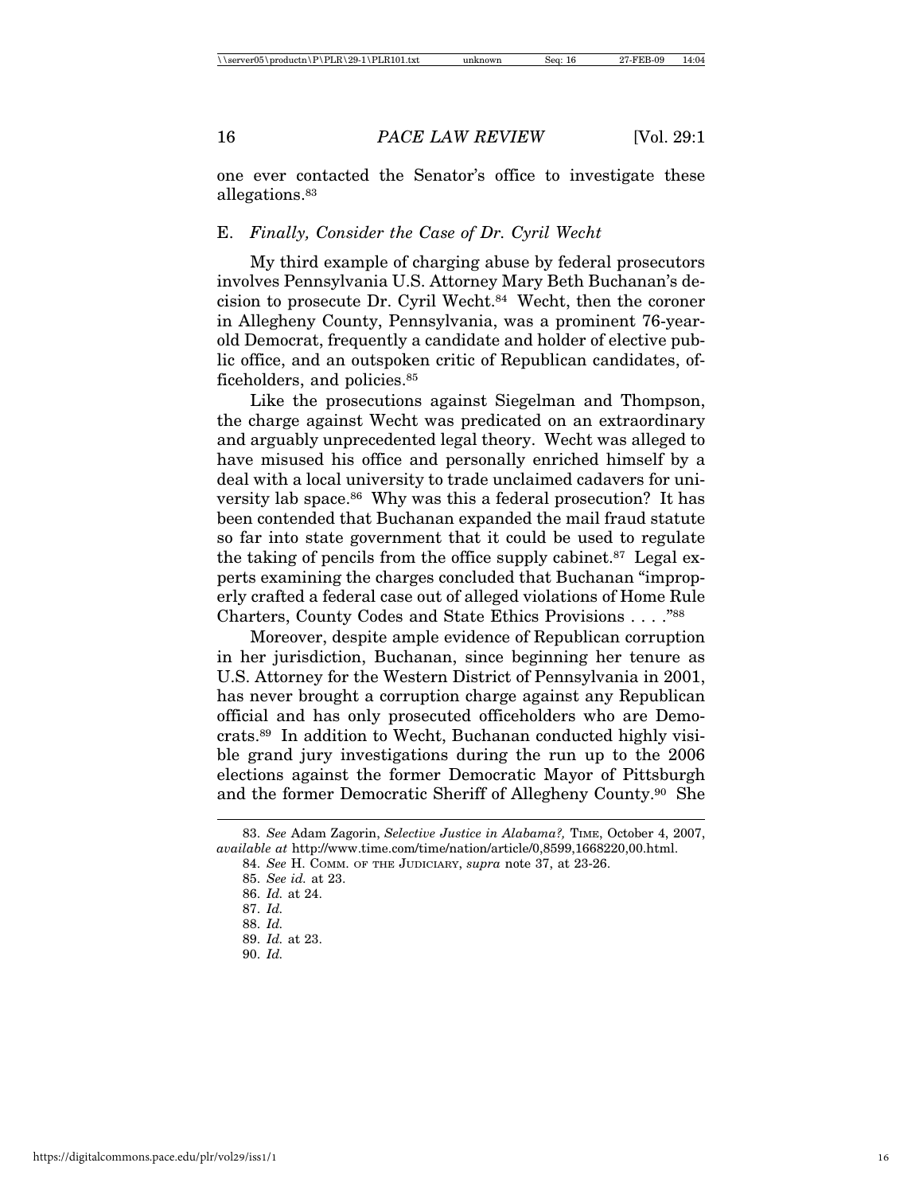one ever contacted the Senator's office to investigate these allegations.[83]

### E. *Finally, Consider the Case of Dr. Cyril Wecht*

My third example of charging abuse by federal prosecutors involves Pennsylvania U.S. Attorney Mary Beth Buchanan's decision to prosecute Dr. Cyril Wecht.[84] Wecht, then the coroner in Allegheny County, Pennsylvania, was a prominent 76-year-old Democrat, frequently a candidate and holder of elective public office, and an outspoken critic of Republican candidates, officeholders, and policies.[85]

Like the prosecutions against Siegelman and Thompson, the charge against Wecht was predicated on an extraordinary and arguably unprecedented legal theory. Wecht was alleged to have misused his office and personally enriched himself by a deal with a local university to trade unclaimed cadavers for university lab space.[86] Why was this a federal prosecution? It has been contended that Buchanan expanded the mail fraud statute so far into state government that it could be used to regulate the taking of pencils from the office supply cabinet.[87] Legal experts examining the charges concluded that Buchanan "improperly crafted a federal case out of alleged violations of Home Rule Charters, County Codes and State Ethics Provisions . . . ."[88]

Moreover, despite ample evidence of Republican corruption in her jurisdiction, Buchanan, since beginning her tenure as U.S. Attorney for the Western District of Pennsylvania in 2001, has never brought a corruption charge against any Republican official and has only prosecuted officeholders who are Democrats.[89] In addition to Wecht, Buchanan conducted highly visible grand jury investigations during the run up to the 2006 elections against the former Democratic Mayor of Pittsburgh and the former Democratic Sheriff of Allegheny County.[90] She

---

83. *See* Adam Zagorin, *Selective Justice in Alabama?,* TIME, October 4, 2007, *available at* http://www.time.com/time/nation/article/0,8599,1668220,00.html.

84. *See* H. COMM. OF THE JUDICIARY, *supra* note 37, at 23-26.

85. *See id.* at 23.

86. *Id.* at 24.

87. *Id.*

88. *Id.*

89. *Id.* at 23.

90. *Id.*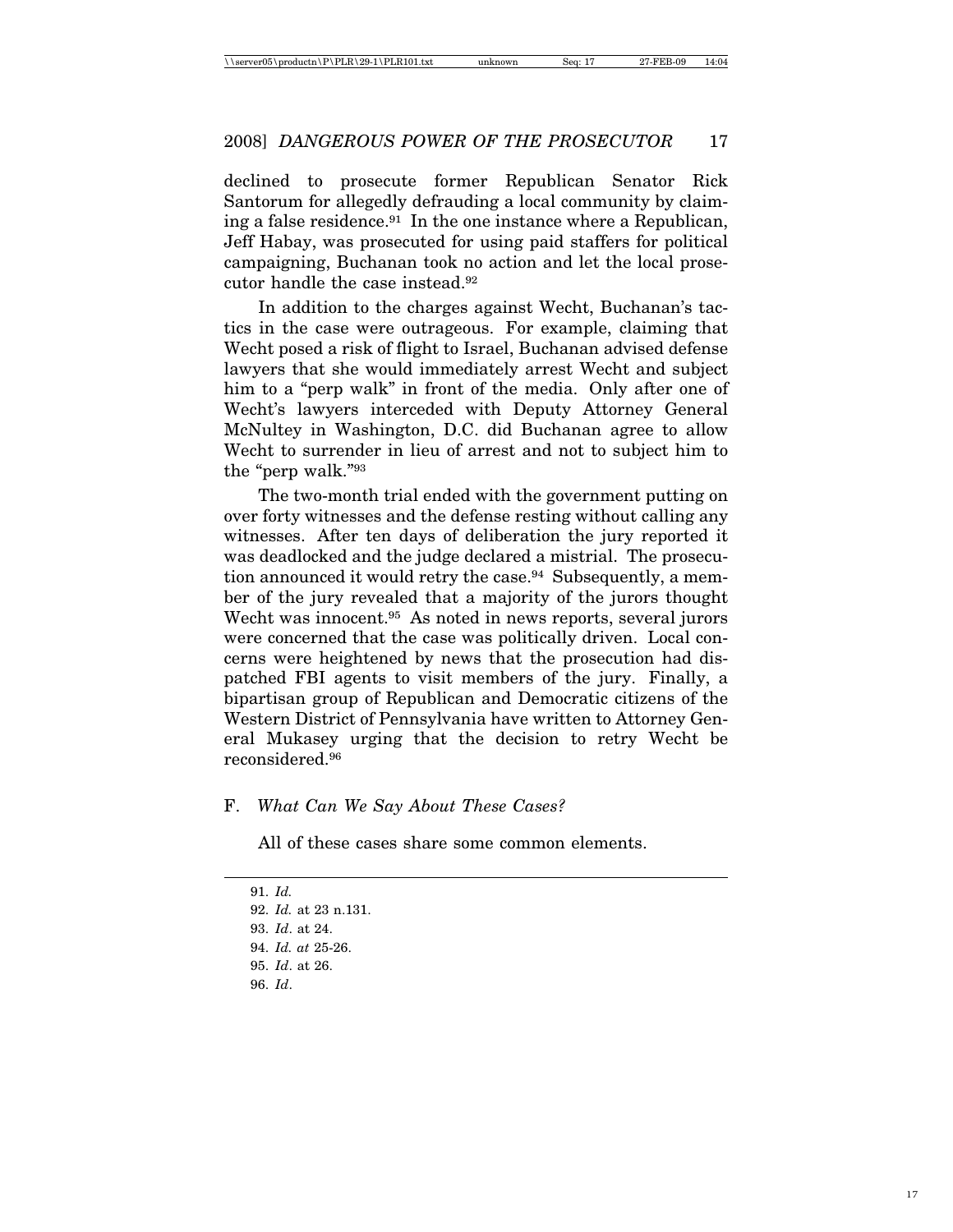declined to prosecute former Republican Senator Rick Santorum for allegedly defrauding a local community by claiming a false residence.[91] In the one instance where a Republican, Jeff Habay, was prosecuted for using paid staffers for political campaigning, Buchanan took no action and let the local prosecutor handle the case instead.[92]

In addition to the charges against Wecht, Buchanan's tactics in the case were outrageous. For example, claiming that Wecht posed a risk of flight to Israel, Buchanan advised defense lawyers that she would immediately arrest Wecht and subject him to a "perp walk" in front of the media. Only after one of Wecht's lawyers interceded with Deputy Attorney General McNultey in Washington, D.C. did Buchanan agree to allow Wecht to surrender in lieu of arrest and not to subject him to the "perp walk."[93]

The two-month trial ended with the government putting on over forty witnesses and the defense resting without calling any witnesses. After ten days of deliberation the jury reported it was deadlocked and the judge declared a mistrial. The prosecution announced it would retry the case.[94] Subsequently, a member of the jury revealed that a majority of the jurors thought Wecht was innocent.[95] As noted in news reports, several jurors were concerned that the case was politically driven. Local concerns were heightened by news that the prosecution had dispatched FBI agents to visit members of the jury. Finally, a bipartisan group of Republican and Democratic citizens of the Western District of Pennsylvania have written to Attorney General Mukasey urging that the decision to retry Wecht be reconsidered.[96]

### F. *What Can We Say About These Cases?*

All of these cases share some common elements.

---

91. *Id.*
92. *Id.* at 23 n.131.
93. *Id*. at 24.
94. *Id. at* 25-26.
95. *Id*. at 26.
96. *Id*.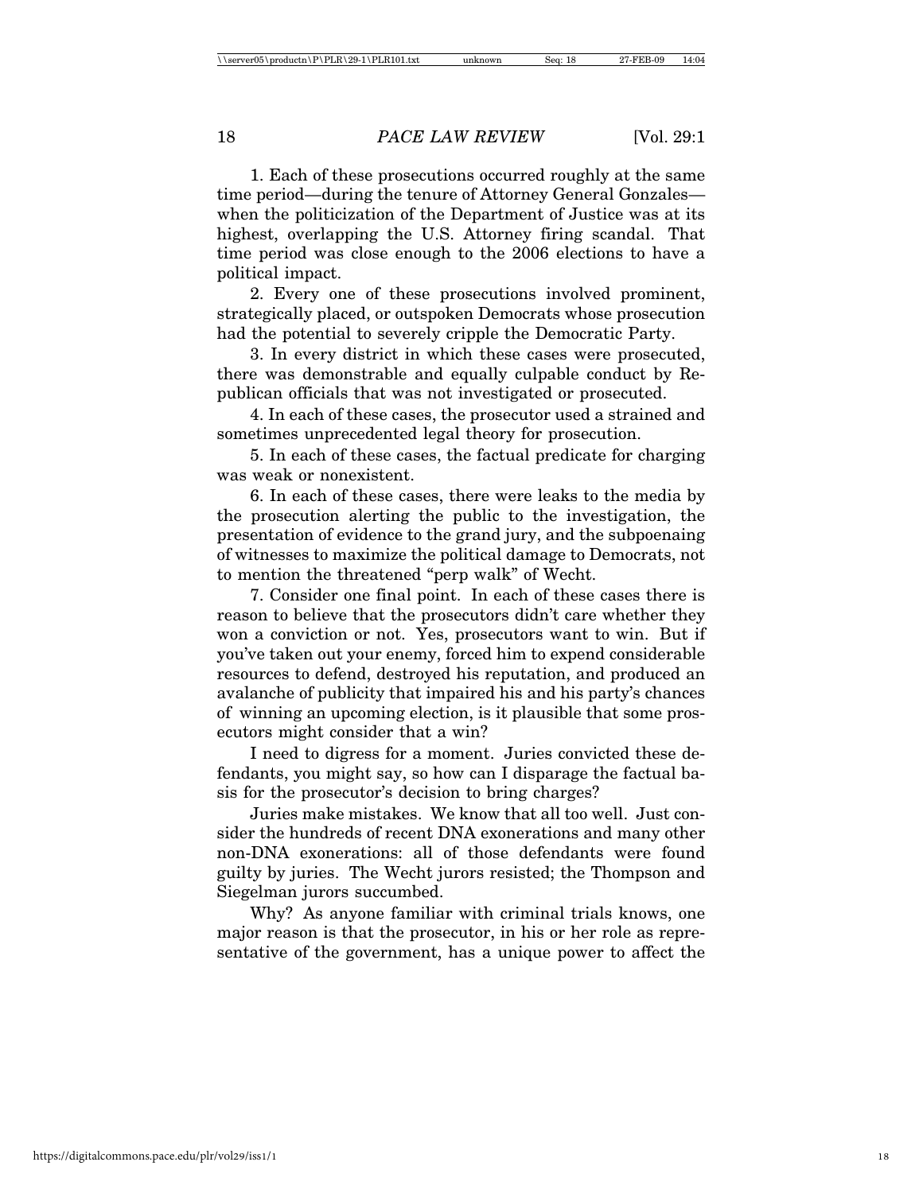1. Each of these prosecutions occurred roughly at the same time period—during the tenure of Attorney General Gonzales—when the politicization of the Department of Justice was at its highest, overlapping the U.S. Attorney firing scandal. That time period was close enough to the 2006 elections to have a political impact.

2. Every one of these prosecutions involved prominent, strategically placed, or outspoken Democrats whose prosecution had the potential to severely cripple the Democratic Party.

3. In every district in which these cases were prosecuted, there was demonstrable and equally culpable conduct by Republican officials that was not investigated or prosecuted.

4. In each of these cases, the prosecutor used a strained and sometimes unprecedented legal theory for prosecution.

5. In each of these cases, the factual predicate for charging was weak or nonexistent.

6. In each of these cases, there were leaks to the media by the prosecution alerting the public to the investigation, the presentation of evidence to the grand jury, and the subpoenaing of witnesses to maximize the political damage to Democrats, not to mention the threatened "perp walk" of Wecht.

7. Consider one final point. In each of these cases there is reason to believe that the prosecutors didn't care whether they won a conviction or not. Yes, prosecutors want to win. But if you've taken out your enemy, forced him to expend considerable resources to defend, destroyed his reputation, and produced an avalanche of publicity that impaired his and his party's chances of winning an upcoming election, is it plausible that some prosecutors might consider that a win?

I need to digress for a moment. Juries convicted these defendants, you might say, so how can I disparage the factual basis for the prosecutor's decision to bring charges?

Juries make mistakes. We know that all too well. Just consider the hundreds of recent DNA exonerations and many other non-DNA exonerations: all of those defendants were found guilty by juries. The Wecht jurors resisted; the Thompson and Siegelman jurors succumbed.

Why? As anyone familiar with criminal trials knows, one major reason is that the prosecutor, in his or her role as representative of the government, has a unique power to affect the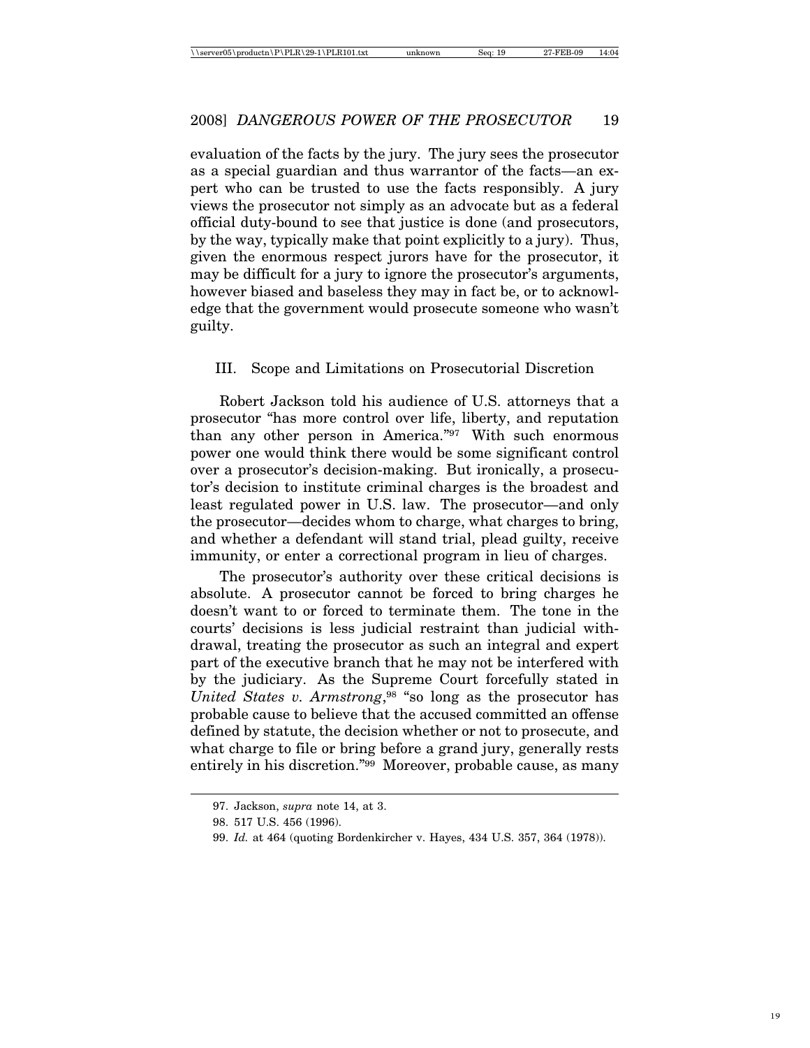evaluation of the facts by the jury. The jury sees the prosecutor as a special guardian and thus warrantor of the facts—an expert who can be trusted to use the facts responsibly. A jury views the prosecutor not simply as an advocate but as a federal official duty-bound to see that justice is done (and prosecutors, by the way, typically make that point explicitly to a jury). Thus, given the enormous respect jurors have for the prosecutor, it may be difficult for a jury to ignore the prosecutor's arguments, however biased and baseless they may in fact be, or to acknowledge that the government would prosecute someone who wasn't guilty.

## III. Scope and Limitations on Prosecutorial Discretion

Robert Jackson told his audience of U.S. attorneys that a prosecutor "has more control over life, liberty, and reputation than any other person in America."[97] With such enormous power one would think there would be some significant control over a prosecutor's decision-making. But ironically, a prosecutor's decision to institute criminal charges is the broadest and least regulated power in U.S. law. The prosecutor—and only the prosecutor—decides whom to charge, what charges to bring, and whether a defendant will stand trial, plead guilty, receive immunity, or enter a correctional program in lieu of charges.

The prosecutor's authority over these critical decisions is absolute. A prosecutor cannot be forced to bring charges he doesn't want to or forced to terminate them. The tone in the courts' decisions is less judicial restraint than judicial withdrawal, treating the prosecutor as such an integral and expert part of the executive branch that he may not be interfered with by the judiciary. As the Supreme Court forcefully stated in *United States v. Armstrong*,[98] "so long as the prosecutor has probable cause to believe that the accused committed an offense defined by statute, the decision whether or not to prosecute, and what charge to file or bring before a grand jury, generally rests entirely in his discretion."[99] Moreover, probable cause, as many

---

97. Jackson, *supra* note 14, at 3.

98. 517 U.S. 456 (1996).

99. *Id.* at 464 (quoting Bordenkircher v. Hayes, 434 U.S. 357, 364 (1978)).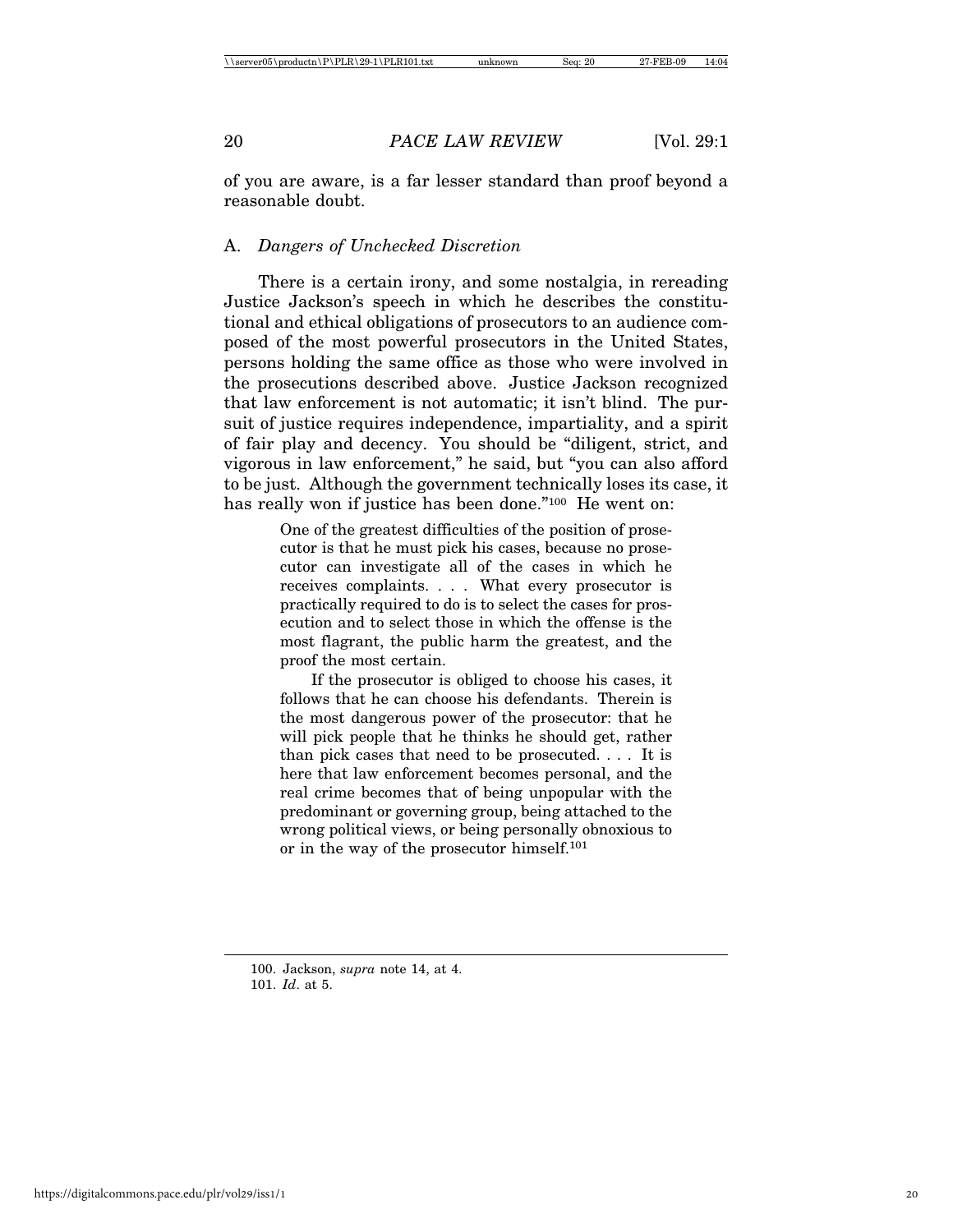of you are aware, is a far lesser standard than proof beyond a reasonable doubt.

### A. *Dangers of Unchecked Discretion*

There is a certain irony, and some nostalgia, in rereading Justice Jackson's speech in which he describes the constitutional and ethical obligations of prosecutors to an audience composed of the most powerful prosecutors in the United States, persons holding the same office as those who were involved in the prosecutions described above. Justice Jackson recognized that law enforcement is not automatic; it isn't blind. The pursuit of justice requires independence, impartiality, and a spirit of fair play and decency. You should be "diligent, strict, and vigorous in law enforcement," he said, but "you can also afford to be just. Although the government technically loses its case, it has really won if justice has been done."[100] He went on:

> One of the greatest difficulties of the position of prosecutor is that he must pick his cases, because no prosecutor can investigate all of the cases in which he receives complaints. . . . What every prosecutor is practically required to do is to select the cases for prosecution and to select those in which the offense is the most flagrant, the public harm the greatest, and the proof the most certain.
>
> If the prosecutor is obliged to choose his cases, it follows that he can choose his defendants. Therein is the most dangerous power of the prosecutor: that he will pick people that he thinks he should get, rather than pick cases that need to be prosecuted. . . . It is here that law enforcement becomes personal, and the real crime becomes that of being unpopular with the predominant or governing group, being attached to the wrong political views, or being personally obnoxious to or in the way of the prosecutor himself.[101]

---

100. Jackson, *supra* note 14, at 4.

101. *Id*. at 5.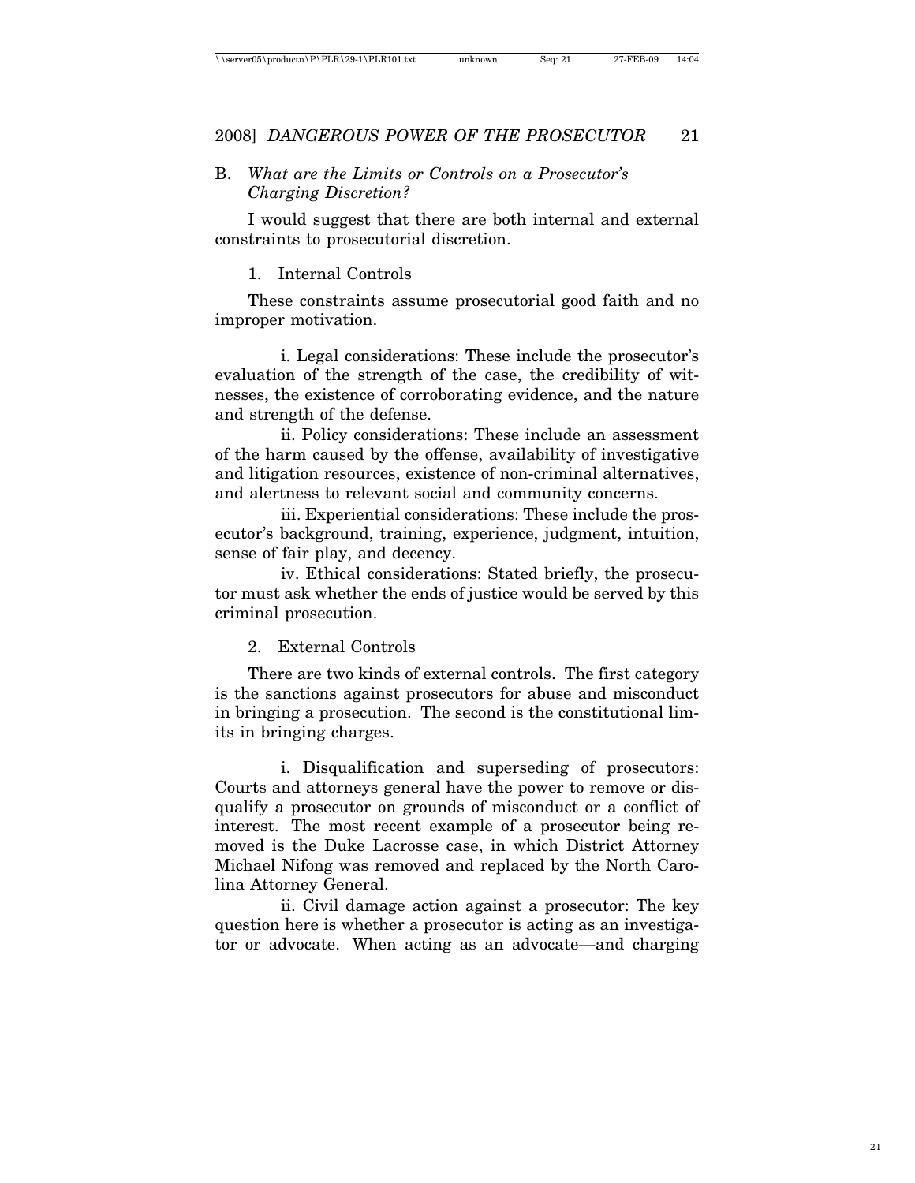### B. *What are the Limits or Controls on a Prosecutor's Charging Discretion?*

I would suggest that there are both internal and external constraints to prosecutorial discretion.

#### 1. Internal Controls

These constraints assume prosecutorial good faith and no improper motivation.

i. Legal considerations: These include the prosecutor's evaluation of the strength of the case, the credibility of witnesses, the existence of corroborating evidence, and the nature and strength of the defense.

ii. Policy considerations: These include an assessment of the harm caused by the offense, availability of investigative and litigation resources, existence of non-criminal alternatives, and alertness to relevant social and community concerns.

iii. Experiential considerations: These include the prosecutor's background, training, experience, judgment, intuition, sense of fair play, and decency.

iv. Ethical considerations: Stated briefly, the prosecutor must ask whether the ends of justice would be served by this criminal prosecution.

#### 2. External Controls

There are two kinds of external controls. The first category is the sanctions against prosecutors for abuse and misconduct in bringing a prosecution. The second is the constitutional limits in bringing charges.

i. Disqualification and superseding of prosecutors: Courts and attorneys general have the power to remove or disqualify a prosecutor on grounds of misconduct or a conflict of interest. The most recent example of a prosecutor being removed is the Duke Lacrosse case, in which District Attorney Michael Nifong was removed and replaced by the North Carolina Attorney General.

ii. Civil damage action against a prosecutor: The key question here is whether a prosecutor is acting as an investigator or advocate. When acting as an advocate—and charging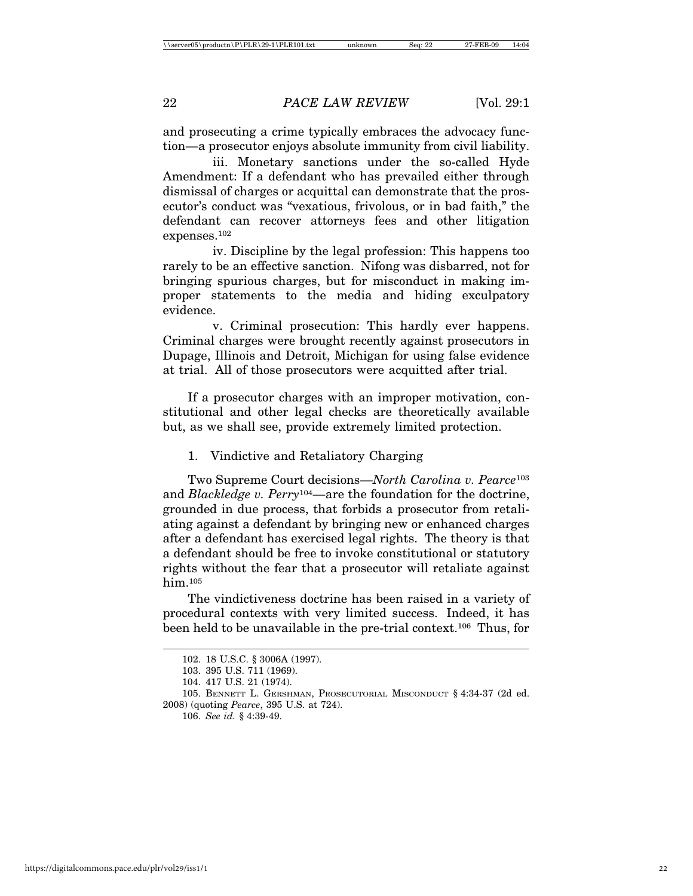and prosecuting a crime typically embraces the advocacy function—a prosecutor enjoys absolute immunity from civil liability.

iii. Monetary sanctions under the so-called Hyde Amendment: If a defendant who has prevailed either through dismissal of charges or acquittal can demonstrate that the prosecutor's conduct was "vexatious, frivolous, or in bad faith," the defendant can recover attorneys fees and other litigation expenses.[102]

iv. Discipline by the legal profession: This happens too rarely to be an effective sanction. Nifong was disbarred, not for bringing spurious charges, but for misconduct in making improper statements to the media and hiding exculpatory evidence.

v. Criminal prosecution: This hardly ever happens. Criminal charges were brought recently against prosecutors in Dupage, Illinois and Detroit, Michigan for using false evidence at trial. All of those prosecutors were acquitted after trial.

If a prosecutor charges with an improper motivation, constitutional and other legal checks are theoretically available but, as we shall see, provide extremely limited protection.

### 1. Vindictive and Retaliatory Charging

Two Supreme Court decisions—*North Carolina v. Pearce*[103] and *Blackledge v. Perry*[104]—are the foundation for the doctrine, grounded in due process, that forbids a prosecutor from retaliating against a defendant by bringing new or enhanced charges after a defendant has exercised legal rights. The theory is that a defendant should be free to invoke constitutional or statutory rights without the fear that a prosecutor will retaliate against him.[105]

The vindictiveness doctrine has been raised in a variety of procedural contexts with very limited success. Indeed, it has been held to be unavailable in the pre-trial context.[106] Thus, for

---

102. 18 U.S.C. § 3006A (1997).

103. 395 U.S. 711 (1969).

104. 417 U.S. 21 (1974).

105. Bennett L. Gershman, Prosecutorial Misconduct § 4:34-37 (2d ed. 2008) (quoting *Pearce*, 395 U.S. at 724).

106. *See id.* § 4:39-49.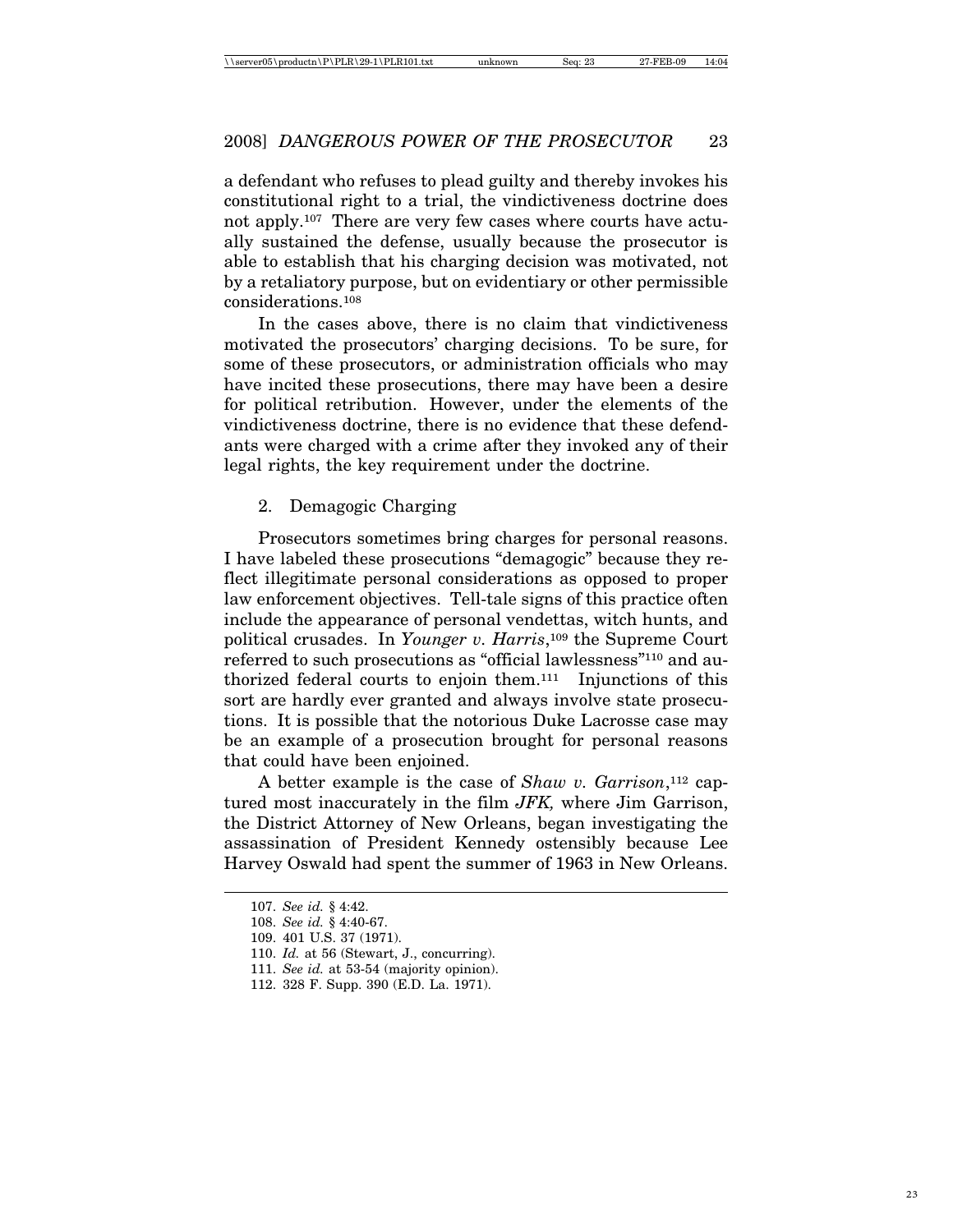a defendant who refuses to plead guilty and thereby invokes his constitutional right to a trial, the vindictiveness doctrine does not apply.[107] There are very few cases where courts have actually sustained the defense, usually because the prosecutor is able to establish that his charging decision was motivated, not by a retaliatory purpose, but on evidentiary or other permissible considerations.[108]

In the cases above, there is no claim that vindictiveness motivated the prosecutors' charging decisions. To be sure, for some of these prosecutors, or administration officials who may have incited these prosecutions, there may have been a desire for political retribution. However, under the elements of the vindictiveness doctrine, there is no evidence that these defendants were charged with a crime after they invoked any of their legal rights, the key requirement under the doctrine.

2. Demagogic Charging

Prosecutors sometimes bring charges for personal reasons. I have labeled these prosecutions "demagogic" because they reflect illegitimate personal considerations as opposed to proper law enforcement objectives. Tell-tale signs of this practice often include the appearance of personal vendettas, witch hunts, and political crusades. In *Younger v. Harris*,[109] the Supreme Court referred to such prosecutions as "official lawlessness"[110] and authorized federal courts to enjoin them.[111] Injunctions of this sort are hardly ever granted and always involve state prosecutions. It is possible that the notorious Duke Lacrosse case may be an example of a prosecution brought for personal reasons that could have been enjoined.

A better example is the case of *Shaw v. Garrison*,[112] captured most inaccurately in the film *JFK,* where Jim Garrison, the District Attorney of New Orleans, began investigating the assassination of President Kennedy ostensibly because Lee Harvey Oswald had spent the summer of 1963 in New Orleans.

---

107. *See id.* § 4:42.

108. *See id.* § 4:40-67.

109. 401 U.S. 37 (1971).

110. *Id.* at 56 (Stewart, J., concurring).

111. *See id.* at 53-54 (majority opinion).

112. 328 F. Supp. 390 (E.D. La. 1971).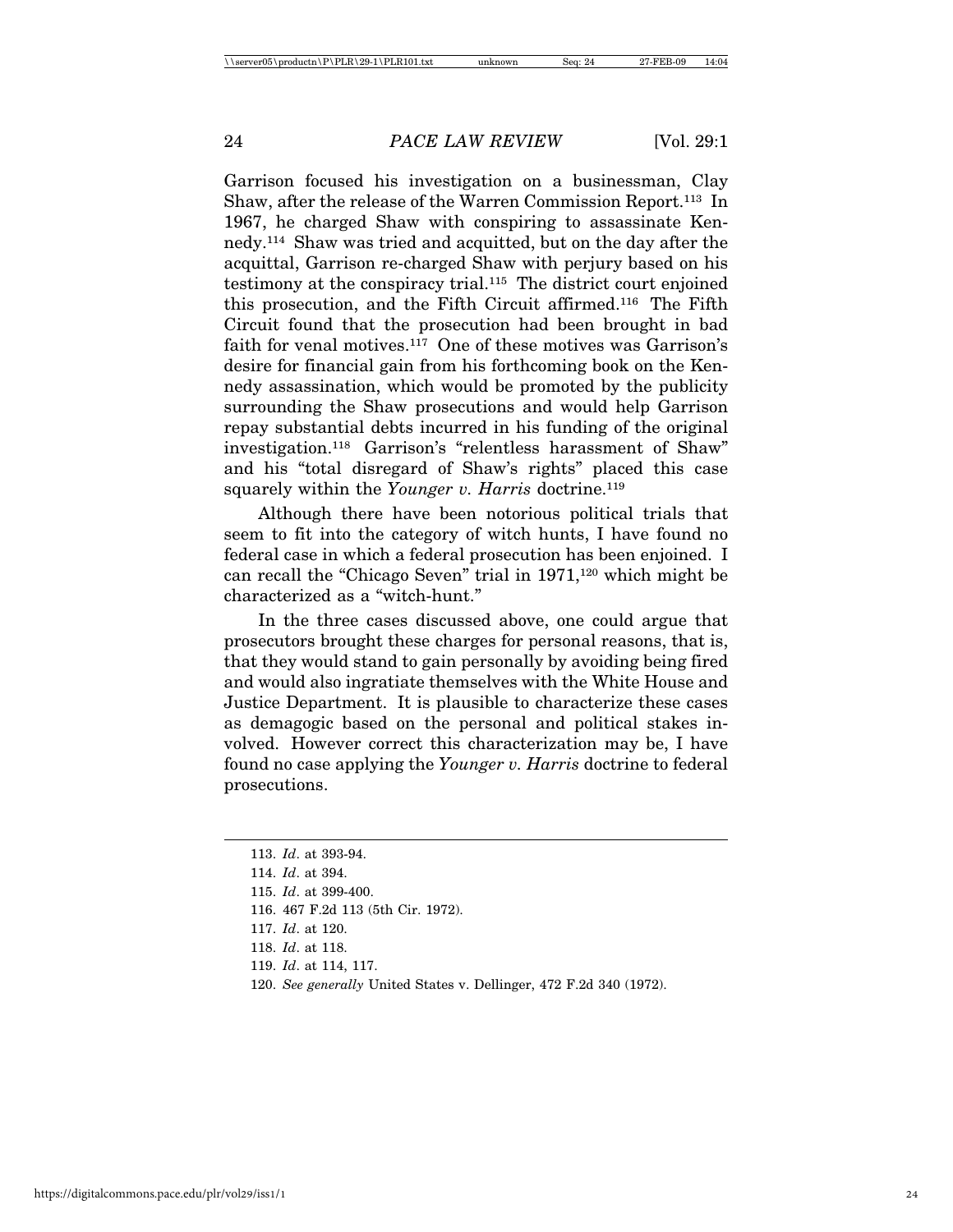Garrison focused his investigation on a businessman, Clay Shaw, after the release of the Warren Commission Report.[113] In 1967, he charged Shaw with conspiring to assassinate Kennedy.[114] Shaw was tried and acquitted, but on the day after the acquittal, Garrison re-charged Shaw with perjury based on his testimony at the conspiracy trial.[115] The district court enjoined this prosecution, and the Fifth Circuit affirmed.[116] The Fifth Circuit found that the prosecution had been brought in bad faith for venal motives.[117] One of these motives was Garrison's desire for financial gain from his forthcoming book on the Kennedy assassination, which would be promoted by the publicity surrounding the Shaw prosecutions and would help Garrison repay substantial debts incurred in his funding of the original investigation.[118] Garrison's "relentless harassment of Shaw" and his "total disregard of Shaw's rights" placed this case squarely within the *Younger v. Harris* doctrine.[119]

Although there have been notorious political trials that seem to fit into the category of witch hunts, I have found no federal case in which a federal prosecution has been enjoined. I can recall the "Chicago Seven" trial in 1971,[120] which might be characterized as a "witch-hunt."

In the three cases discussed above, one could argue that prosecutors brought these charges for personal reasons, that is, that they would stand to gain personally by avoiding being fired and would also ingratiate themselves with the White House and Justice Department. It is plausible to characterize these cases as demagogic based on the personal and political stakes involved. However correct this characterization may be, I have found no case applying the *Younger v. Harris* doctrine to federal prosecutions.

---

113. *Id*. at 393-94.

114. *Id*. at 394.

115. *Id*. at 399-400.

116. 467 F.2d 113 (5th Cir. 1972).

117. *Id*. at 120.

118. *Id*. at 118.

119. *Id*. at 114, 117.

120. *See generally* United States v. Dellinger, 472 F.2d 340 (1972).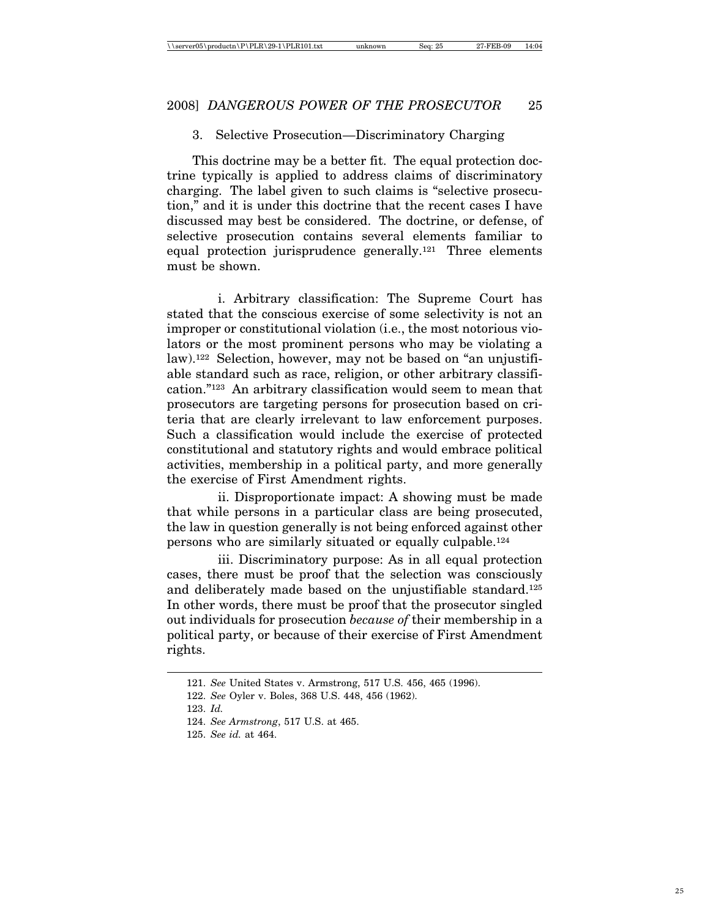### 3. Selective Prosecution—Discriminatory Charging

This doctrine may be a better fit. The equal protection doctrine typically is applied to address claims of discriminatory charging. The label given to such claims is "selective prosecution," and it is under this doctrine that the recent cases I have discussed may best be considered. The doctrine, or defense, of selective prosecution contains several elements familiar to equal protection jurisprudence generally.[121] Three elements must be shown.

i. Arbitrary classification: The Supreme Court has stated that the conscious exercise of some selectivity is not an improper or constitutional violation (i.e., the most notorious violators or the most prominent persons who may be violating a law).[122] Selection, however, may not be based on "an unjustifiable standard such as race, religion, or other arbitrary classification."[123] An arbitrary classification would seem to mean that prosecutors are targeting persons for prosecution based on criteria that are clearly irrelevant to law enforcement purposes. Such a classification would include the exercise of protected constitutional and statutory rights and would embrace political activities, membership in a political party, and more generally the exercise of First Amendment rights.

ii. Disproportionate impact: A showing must be made that while persons in a particular class are being prosecuted, the law in question generally is not being enforced against other persons who are similarly situated or equally culpable.[124]

iii. Discriminatory purpose: As in all equal protection cases, there must be proof that the selection was consciously and deliberately made based on the unjustifiable standard.[125] In other words, there must be proof that the prosecutor singled out individuals for prosecution *because of* their membership in a political party, or because of their exercise of First Amendment rights.

---

121. *See* United States v. Armstrong, 517 U.S. 456, 465 (1996).

122. *See* Oyler v. Boles, 368 U.S. 448, 456 (1962).

123. *Id.*

124. *See Armstrong*, 517 U.S. at 465.

125. *See id.* at 464.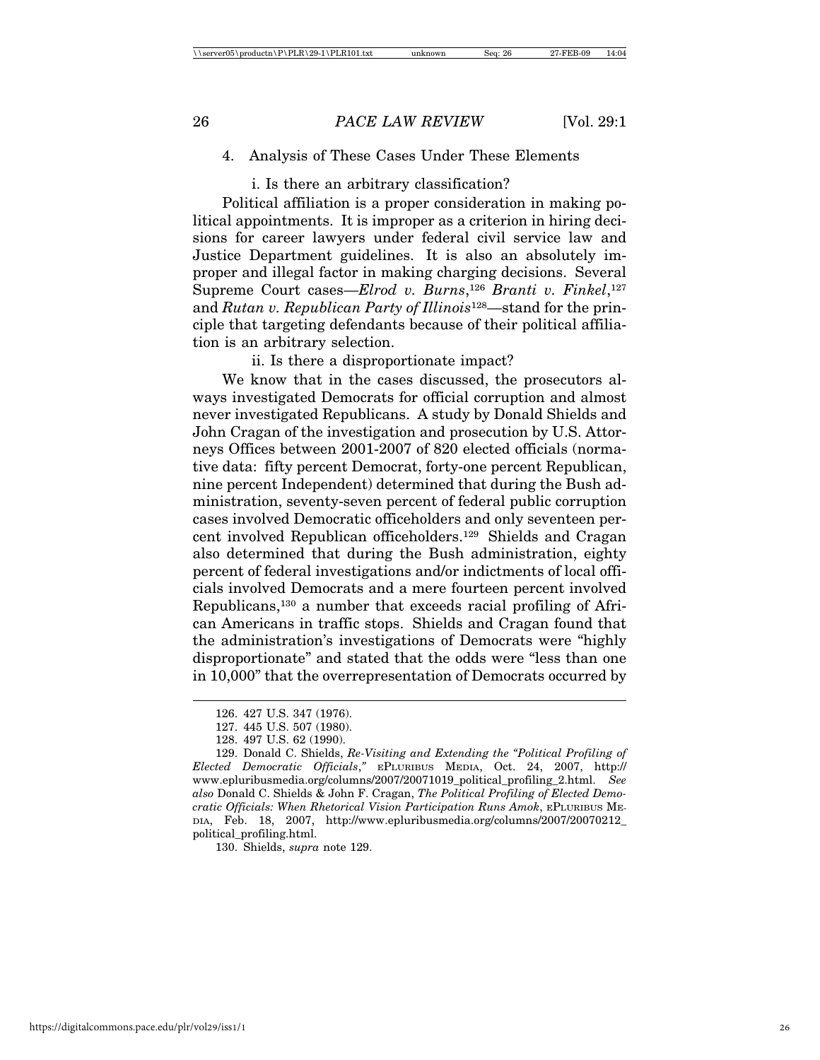### 4. Analysis of These Cases Under These Elements

#### i. Is there an arbitrary classification?

Political affiliation is a proper consideration in making political appointments. It is improper as a criterion in hiring decisions for career lawyers under federal civil service law and Justice Department guidelines. It is also an absolutely improper and illegal factor in making charging decisions. Several Supreme Court cases—*Elrod v. Burns*,[126] *Branti v. Finkel*,[127] and *Rutan v. Republican Party of Illinois*[128]—stand for the principle that targeting defendants because of their political affiliation is an arbitrary selection.

#### ii. Is there a disproportionate impact?

We know that in the cases discussed, the prosecutors always investigated Democrats for official corruption and almost never investigated Republicans. A study by Donald Shields and John Cragan of the investigation and prosecution by U.S. Attorneys Offices between 2001-2007 of 820 elected officials (normative data: fifty percent Democrat, forty-one percent Republican, nine percent Independent) determined that during the Bush administration, seventy-seven percent of federal public corruption cases involved Democratic officeholders and only seventeen percent involved Republican officeholders.[129] Shields and Cragan also determined that during the Bush administration, eighty percent of federal investigations and/or indictments of local officials involved Democrats and a mere fourteen percent involved Republicans,[130] a number that exceeds racial profiling of African Americans in traffic stops. Shields and Cragan found that the administration's investigations of Democrats were "highly disproportionate" and stated that the odds were "less than one in 10,000" that the overrepresentation of Democrats occurred by

---

126. 427 U.S. 347 (1976).

127. 445 U.S. 507 (1980).

128. 497 U.S. 62 (1990).

129. Donald C. Shields, *Re-Visiting and Extending the "Political Profiling of Elected Democratic Officials*," ePLURIBUS MEDIA, Oct. 24, 2007, http://www.epluribusmedia.org/columns/2007/20071019_political_profiling_2.html. *See also* Donald C. Shields & John F. Cragan, *The Political Profiling of Elected Democratic Officials: When Rhetorical Vision Participation Runs Amok*, ePLURIBUS MEDIA, Feb. 18, 2007, http://www.epluribusmedia.org/columns/2007/20070212_political_profiling.html.

130. Shields, *supra* note 129.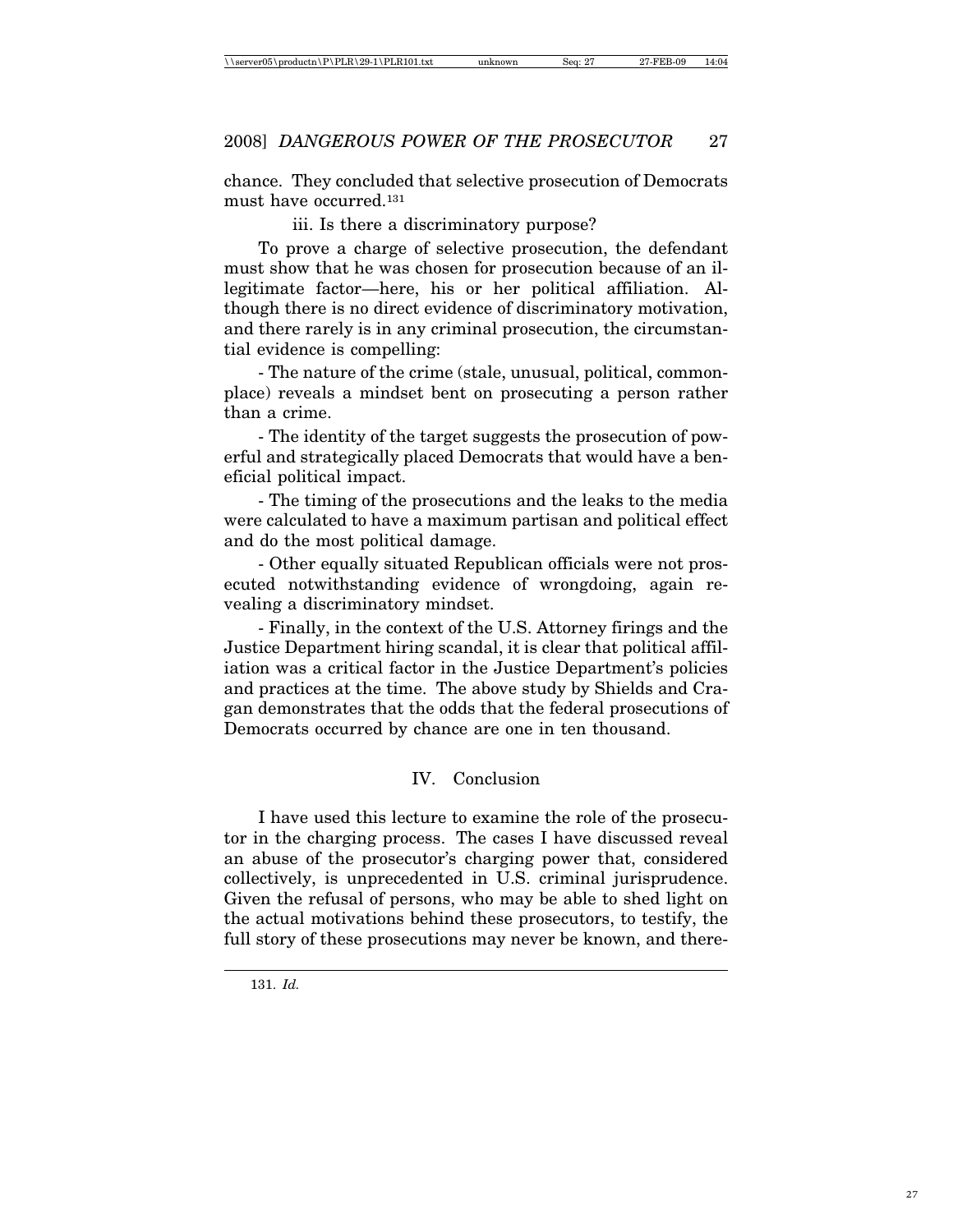chance. They concluded that selective prosecution of Democrats must have occurred.[131]

iii. Is there a discriminatory purpose?

To prove a charge of selective prosecution, the defendant must show that he was chosen for prosecution because of an illegitimate factor—here, his or her political affiliation. Although there is no direct evidence of discriminatory motivation, and there rarely is in any criminal prosecution, the circumstantial evidence is compelling:

- The nature of the crime (stale, unusual, political, commonplace) reveals a mindset bent on prosecuting a person rather than a crime.

- The identity of the target suggests the prosecution of powerful and strategically placed Democrats that would have a beneficial political impact.

- The timing of the prosecutions and the leaks to the media were calculated to have a maximum partisan and political effect and do the most political damage.

- Other equally situated Republican officials were not prosecuted notwithstanding evidence of wrongdoing, again revealing a discriminatory mindset.

- Finally, in the context of the U.S. Attorney firings and the Justice Department hiring scandal, it is clear that political affiliation was a critical factor in the Justice Department's policies and practices at the time. The above study by Shields and Cragan demonstrates that the odds that the federal prosecutions of Democrats occurred by chance are one in ten thousand.

## IV. Conclusion

I have used this lecture to examine the role of the prosecutor in the charging process. The cases I have discussed reveal an abuse of the prosecutor's charging power that, considered collectively, is unprecedented in U.S. criminal jurisprudence. Given the refusal of persons, who may be able to shed light on the actual motivations behind these prosecutors, to testify, the full story of these prosecutions may never be known, and there-

---

131. *Id.*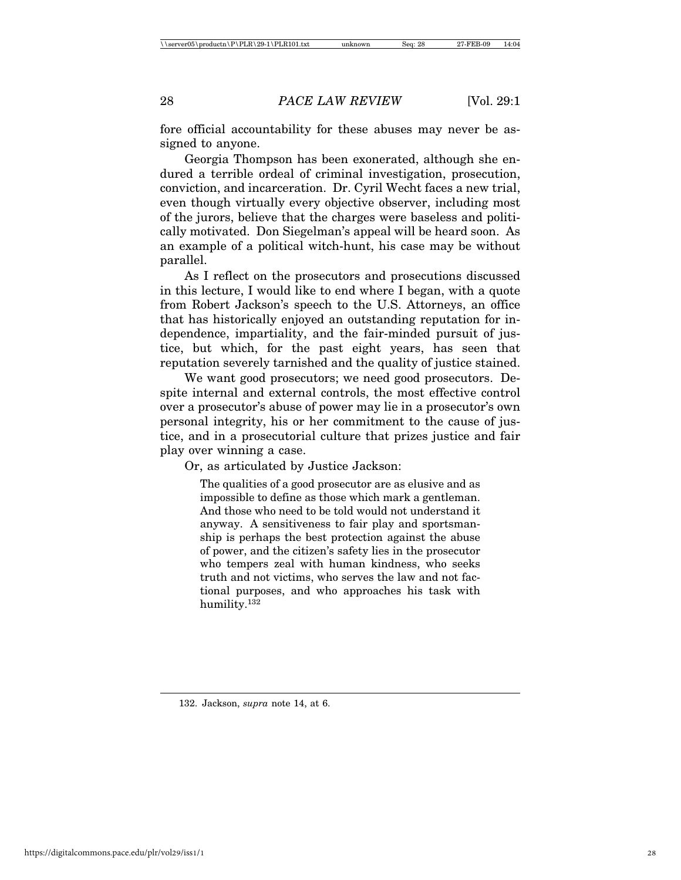fore official accountability for these abuses may never be assigned to anyone.

Georgia Thompson has been exonerated, although she endured a terrible ordeal of criminal investigation, prosecution, conviction, and incarceration. Dr. Cyril Wecht faces a new trial, even though virtually every objective observer, including most of the jurors, believe that the charges were baseless and politically motivated. Don Siegelman's appeal will be heard soon. As an example of a political witch-hunt, his case may be without parallel.

As I reflect on the prosecutors and prosecutions discussed in this lecture, I would like to end where I began, with a quote from Robert Jackson's speech to the U.S. Attorneys, an office that has historically enjoyed an outstanding reputation for independence, impartiality, and the fair-minded pursuit of justice, but which, for the past eight years, has seen that reputation severely tarnished and the quality of justice stained.

We want good prosecutors; we need good prosecutors. Despite internal and external controls, the most effective control over a prosecutor's abuse of power may lie in a prosecutor's own personal integrity, his or her commitment to the cause of justice, and in a prosecutorial culture that prizes justice and fair play over winning a case.

Or, as articulated by Justice Jackson:

> The qualities of a good prosecutor are as elusive and as impossible to define as those which mark a gentleman. And those who need to be told would not understand it anyway. A sensitiveness to fair play and sportsmanship is perhaps the best protection against the abuse of power, and the citizen's safety lies in the prosecutor who tempers zeal with human kindness, who seeks truth and not victims, who serves the law and not factional purposes, and who approaches his task with humility.[132]

132. Jackson, *supra* note 14, at 6.